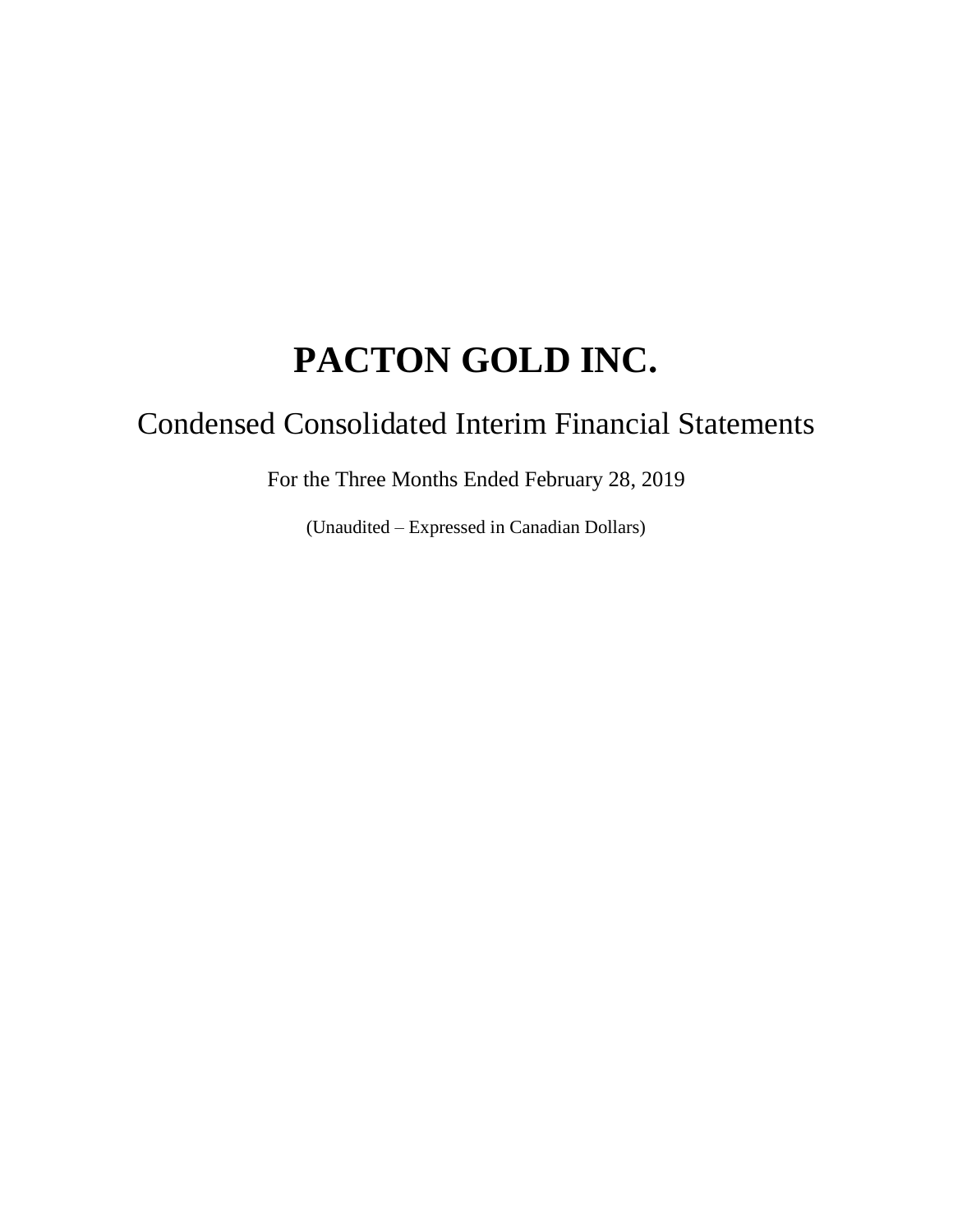# PACTON GOLD INC.

## Condensed Consolidated Interim Financial Statements

For the Three Months Ended February 28, 2019

(Unaudited – Expressed in Canadian Dollars)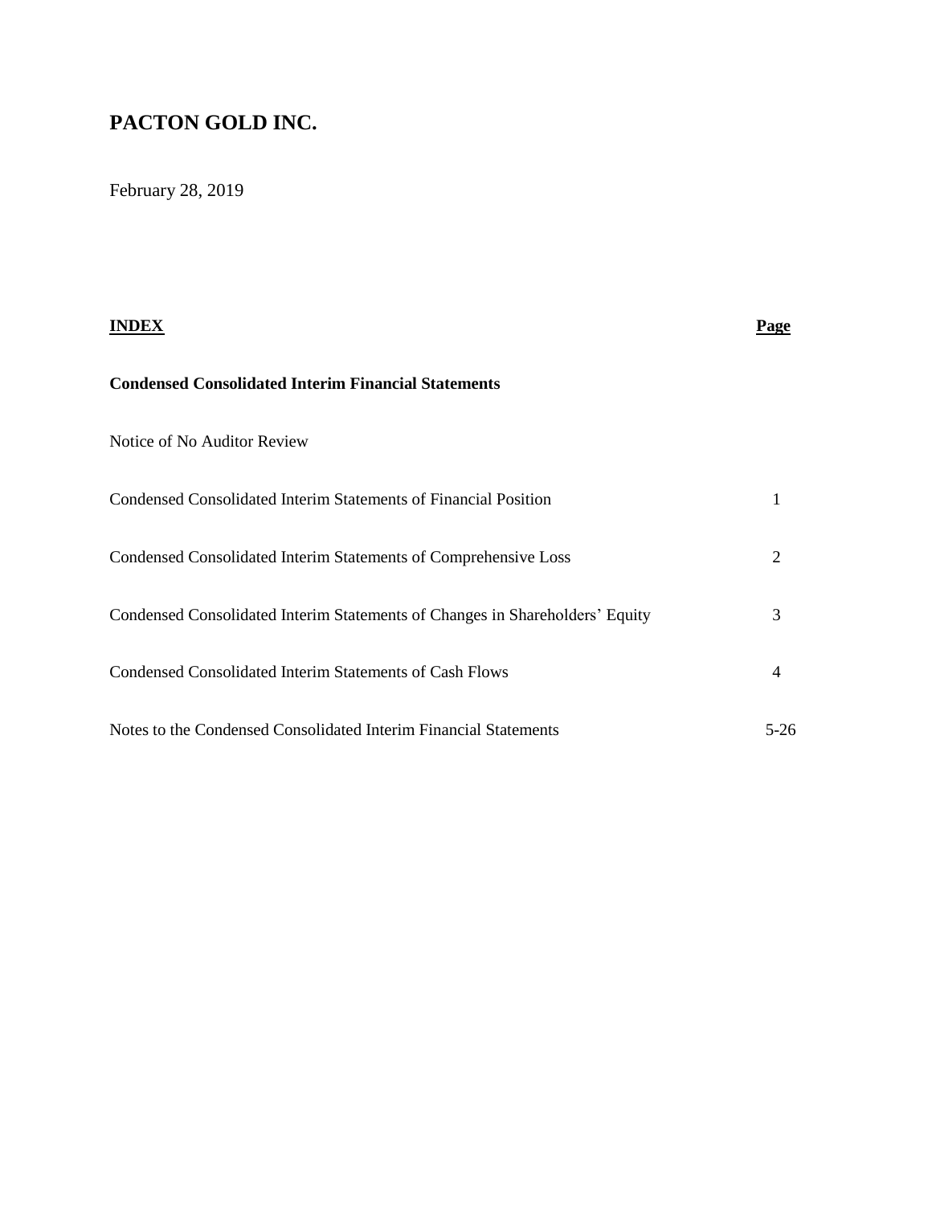# PACTON GOLD INC.

February 28, 2019

| **INDEX** | **Page** |
|---|---|
| **Condensed Consolidated Interim Financial Statements** | |
| Notice of No Auditor Review | |
| Condensed Consolidated Interim Statements of Financial Position | 1 |
| Condensed Consolidated Interim Statements of Comprehensive Loss | 2 |
| Condensed Consolidated Interim Statements of Changes in Shareholders' Equity | 3 |
| Condensed Consolidated Interim Statements of Cash Flows | 4 |
| Notes to the Condensed Consolidated Interim Financial Statements | 5-26 |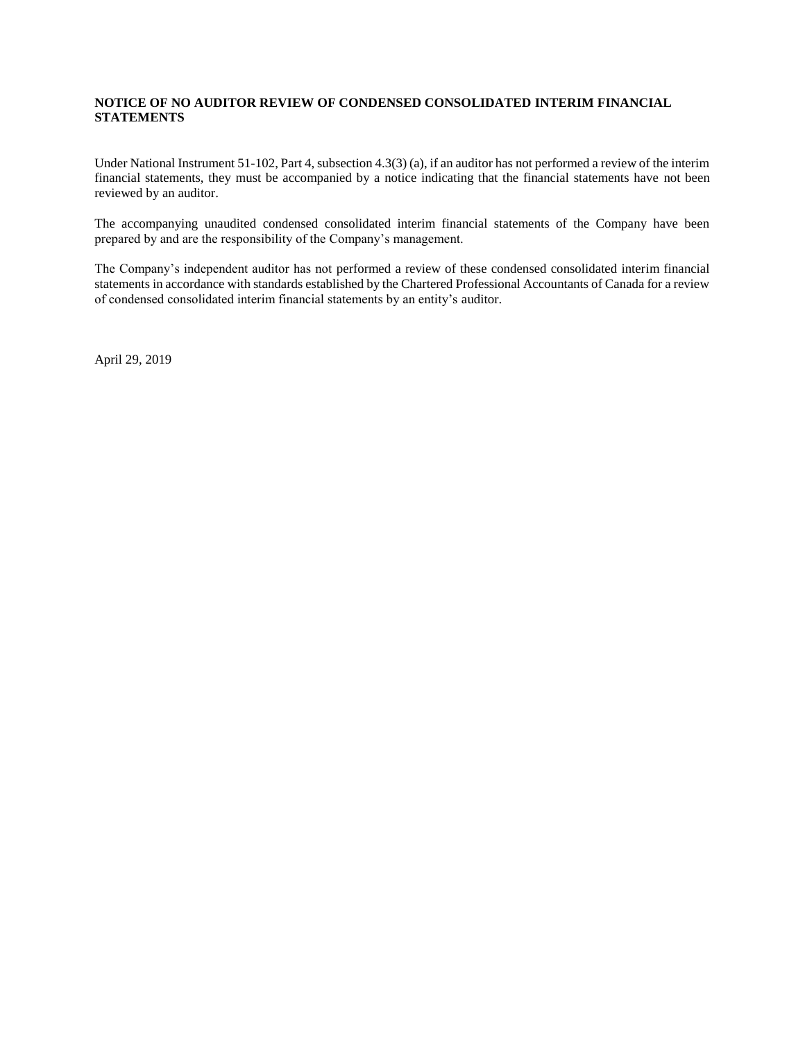**NOTICE OF NO AUDITOR REVIEW OF CONDENSED CONSOLIDATED INTERIM FINANCIAL STATEMENTS**

Under National Instrument 51-102, Part 4, subsection 4.3(3) (a), if an auditor has not performed a review of the interim financial statements, they must be accompanied by a notice indicating that the financial statements have not been reviewed by an auditor.

The accompanying unaudited condensed consolidated interim financial statements of the Company have been prepared by and are the responsibility of the Company's management.

The Company's independent auditor has not performed a review of these condensed consolidated interim financial statements in accordance with standards established by the Chartered Professional Accountants of Canada for a review of condensed consolidated interim financial statements by an entity's auditor.

April 29, 2019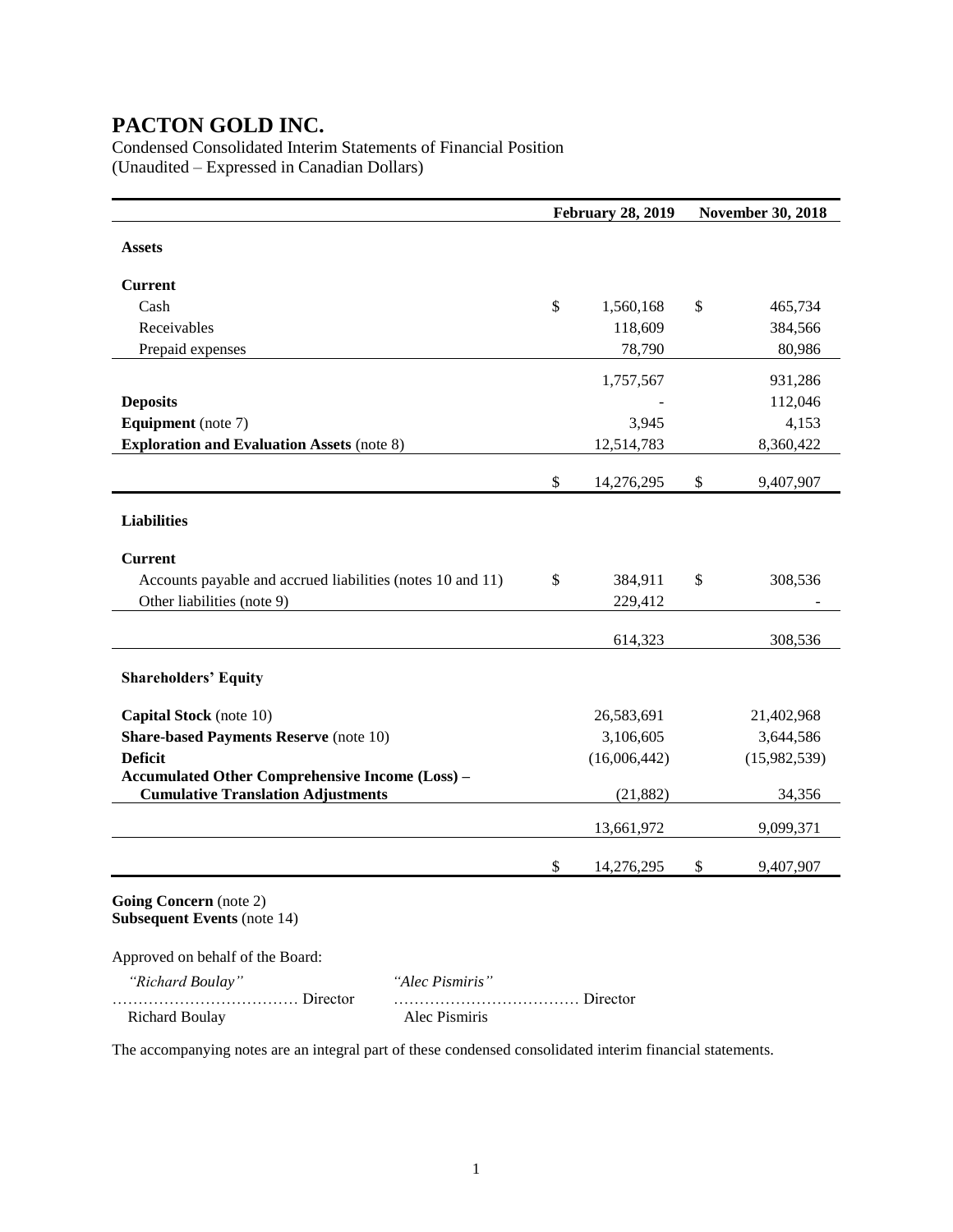# PACTON GOLD INC.

Condensed Consolidated Interim Statements of Financial Position
(Unaudited – Expressed in Canadian Dollars)

| | February 28, 2019 | November 30, 2018 |
|---|---|---|
| **Assets** | | |
| **Current** | | |
| Cash | $ 1,560,168 | $ 465,734 |
| Receivables | 118,609 | 384,566 |
| Prepaid expenses | 78,790 | 80,986 |
| | 1,757,567 | 931,286 |
| **Deposits** | - | 112,046 |
| **Equipment** (note 7) | 3,945 | 4,153 |
| **Exploration and Evaluation Assets** (note 8) | 12,514,783 | 8,360,422 |
| | $ 14,276,295 | $ 9,407,907 |
| **Liabilities** | | |
| **Current** | | |
| Accounts payable and accrued liabilities (notes 10 and 11) | $ 384,911 | $ 308,536 |
| Other liabilities (note 9) | 229,412 | - |
| | 614,323 | 308,536 |
| **Shareholders' Equity** | | |
| **Capital Stock** (note 10) | 26,583,691 | 21,402,968 |
| **Share-based Payments Reserve** (note 10) | 3,106,605 | 3,644,586 |
| **Deficit** | (16,006,442) | (15,982,539) |
| **Accumulated Other Comprehensive Income (Loss) – Cumulative Translation Adjustments** | (21,882) | 34,356 |
| | 13,661,972 | 9,099,371 |
| | $ 14,276,295 | $ 9,407,907 |

**Going Concern** (note 2)
**Subsequent Events** (note 14)

Approved on behalf of the Board:

| | |
|---|---|
| *"Richard Boulay"* | *"Alec Pismiris"* |
| ……………………………… Director | ……………………………… Director |
| Richard Boulay | Alec Pismiris |

The accompanying notes are an integral part of these condensed consolidated interim financial statements.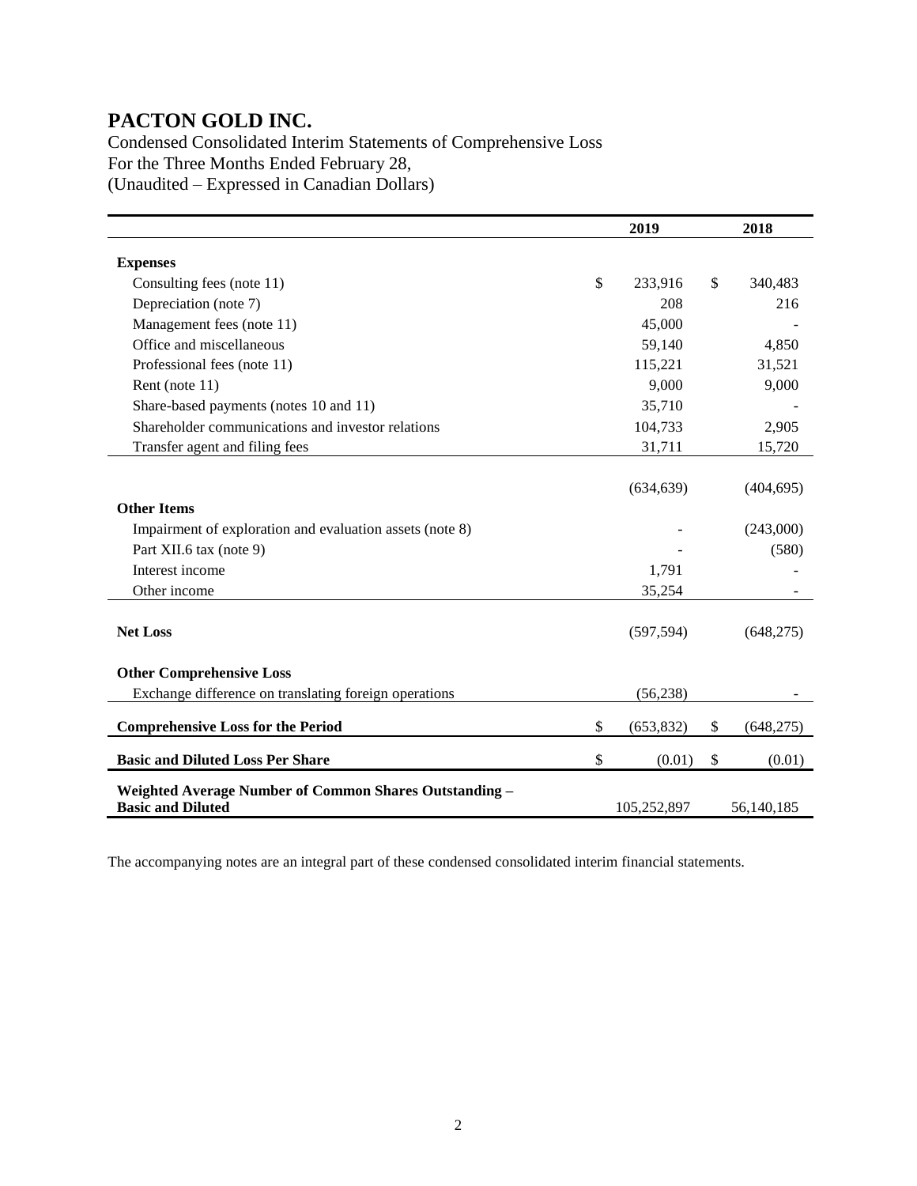# PACTON GOLD INC.

Condensed Consolidated Interim Statements of Comprehensive Loss
For the Three Months Ended February 28,
(Unaudited – Expressed in Canadian Dollars)

| | 2019 | 2018 |
|---|---|---|
| **Expenses** | | |
| Consulting fees (note 11) | $ 233,916 | $ 340,483 |
| Depreciation (note 7) | 208 | 216 |
| Management fees (note 11) | 45,000 | - |
| Office and miscellaneous | 59,140 | 4,850 |
| Professional fees (note 11) | 115,221 | 31,521 |
| Rent (note 11) | 9,000 | 9,000 |
| Share-based payments (notes 10 and 11) | 35,710 | - |
| Shareholder communications and investor relations | 104,733 | 2,905 |
| Transfer agent and filing fees | 31,711 | 15,720 |
| | (634,639) | (404,695) |
| **Other Items** | | |
| Impairment of exploration and evaluation assets (note 8) | - | (243,000) |
| Part XII.6 tax (note 9) | - | (580) |
| Interest income | 1,791 | - |
| Other income | 35,254 | - |
| **Net Loss** | (597,594) | (648,275) |
| **Other Comprehensive Loss** | | |
| Exchange difference on translating foreign operations | (56,238) | - |
| **Comprehensive Loss for the Period** | $ (653,832) | $ (648,275) |
| **Basic and Diluted Loss Per Share** | $ (0.01) | $ (0.01) |
| **Weighted Average Number of Common Shares Outstanding – Basic and Diluted** | 105,252,897 | 56,140,185 |

The accompanying notes are an integral part of these condensed consolidated interim financial statements.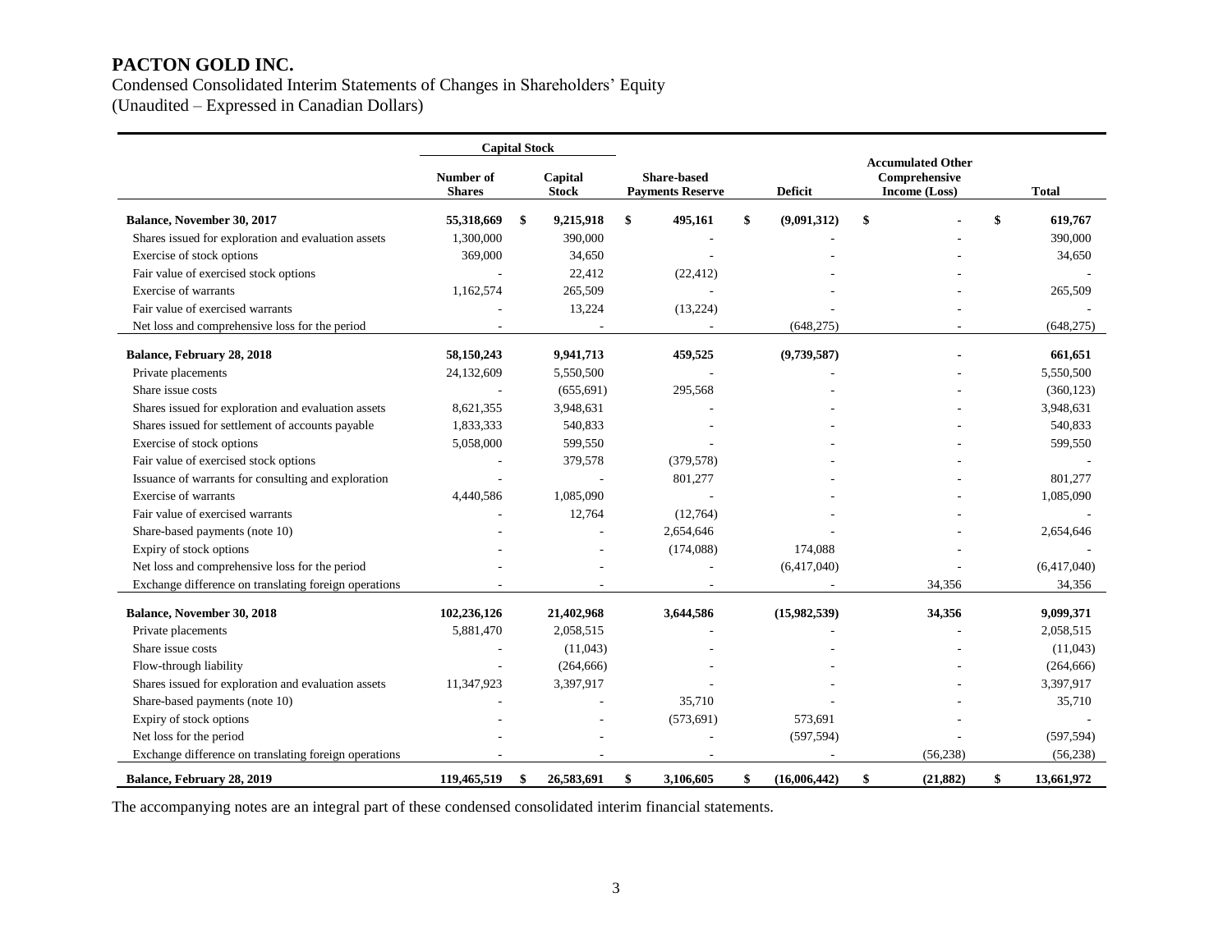# PACTON GOLD INC.

Condensed Consolidated Interim Statements of Changes in Shareholders' Equity
(Unaudited – Expressed in Canadian Dollars)

| | Capital Stock | | | | | |
|---|---|---|---|---|---|---|
| | Number of Shares | Capital Stock | Share-based Payments Reserve | Deficit | Accumulated Other Comprehensive Income (Loss) | Total |
| **Balance, November 30, 2017** | **55,318,669** | **$ 9,215,918** | **$ 495,161** | **$ (9,091,312)** | **$ -** | **$ 619,767** |
| Shares issued for exploration and evaluation assets | 1,300,000 | 390,000 | - | - | - | 390,000 |
| Exercise of stock options | 369,000 | 34,650 | - | - | - | 34,650 |
| Fair value of exercised stock options | - | 22,412 | (22,412) | - | - | - |
| Exercise of warrants | 1,162,574 | 265,509 | - | - | - | 265,509 |
| Fair value of exercised warrants | - | 13,224 | (13,224) | - | - | - |
| Net loss and comprehensive loss for the period | - | - | - | (648,275) | - | (648,275) |
| **Balance, February 28, 2018** | **58,150,243** | **9,941,713** | **459,525** | **(9,739,587)** | **-** | **661,651** |
| Private placements | 24,132,609 | 5,550,500 | - | - | - | 5,550,500 |
| Share issue costs | - | (655,691) | 295,568 | - | - | (360,123) |
| Shares issued for exploration and evaluation assets | 8,621,355 | 3,948,631 | - | - | - | 3,948,631 |
| Shares issued for settlement of accounts payable | 1,833,333 | 540,833 | - | - | - | 540,833 |
| Exercise of stock options | 5,058,000 | 599,550 | - | - | - | 599,550 |
| Fair value of exercised stock options | - | 379,578 | (379,578) | - | - | - |
| Issuance of warrants for consulting and exploration | - | - | 801,277 | - | - | 801,277 |
| Exercise of warrants | 4,440,586 | 1,085,090 | - | - | - | 1,085,090 |
| Fair value of exercised warrants | - | 12,764 | (12,764) | - | - | - |
| Share-based payments (note 10) | - | - | 2,654,646 | - | - | 2,654,646 |
| Expiry of stock options | - | - | (174,088) | 174,088 | - | - |
| Net loss and comprehensive loss for the period | - | - | - | (6,417,040) | - | (6,417,040) |
| Exchange difference on translating foreign operations | - | - | - | - | 34,356 | 34,356 |
| **Balance, November 30, 2018** | **102,236,126** | **21,402,968** | **3,644,586** | **(15,982,539)** | **34,356** | **9,099,371** |
| Private placements | 5,881,470 | 2,058,515 | - | - | - | 2,058,515 |
| Share issue costs | - | (11,043) | - | - | - | (11,043) |
| Flow-through liability | - | (264,666) | - | - | - | (264,666) |
| Shares issued for exploration and evaluation assets | 11,347,923 | 3,397,917 | - | - | - | 3,397,917 |
| Share-based payments (note 10) | - | - | 35,710 | - | - | 35,710 |
| Expiry of stock options | - | - | (573,691) | 573,691 | - | - |
| Net loss for the period | - | - | - | (597,594) | - | (597,594) |
| Exchange difference on translating foreign operations | - | - | - | - | (56,238) | (56,238) |
| **Balance, February 28, 2019** | **119,465,519** | **$ 26,583,691** | **$ 3,106,605** | **$ (16,006,442)** | **$ (21,882)** | **$ 13,661,972** |

The accompanying notes are an integral part of these condensed consolidated interim financial statements.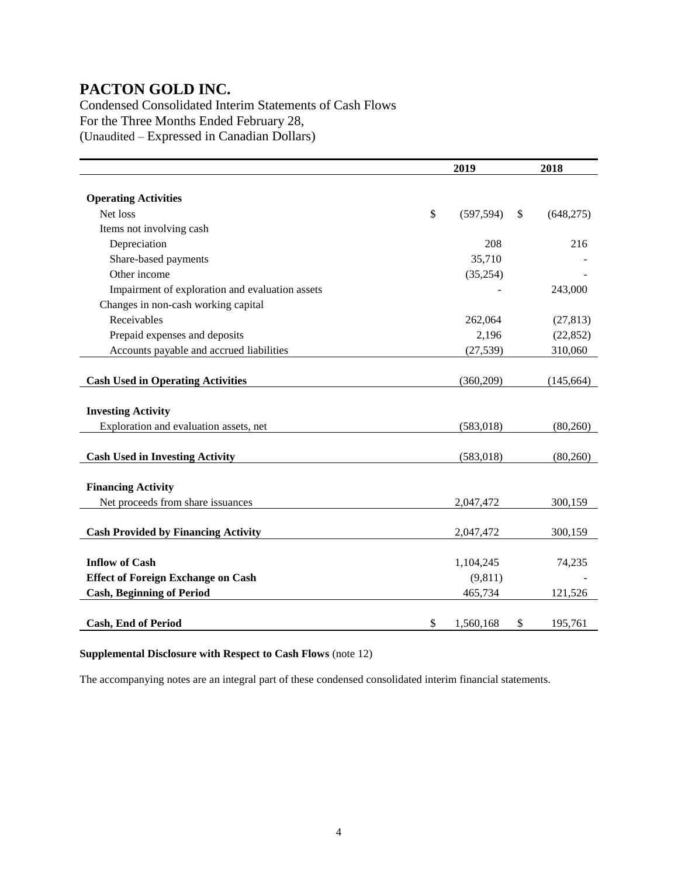# PACTON GOLD INC.

Condensed Consolidated Interim Statements of Cash Flows
For the Three Months Ended February 28,
(Unaudited – Expressed in Canadian Dollars)

| | 2019 | 2018 |
|---|---|---|
| **Operating Activities** | | |
| Net loss | $ (597,594) | $ (648,275) |
| Items not involving cash | | |
| Depreciation | 208 | 216 |
| Share-based payments | 35,710 | - |
| Other income | (35,254) | - |
| Impairment of exploration and evaluation assets | - | 243,000 |
| Changes in non-cash working capital | | |
| Receivables | 262,064 | (27,813) |
| Prepaid expenses and deposits | 2,196 | (22,852) |
| Accounts payable and accrued liabilities | (27,539) | 310,060 |
| **Cash Used in Operating Activities** | (360,209) | (145,664) |
| **Investing Activity** | | |
| Exploration and evaluation assets, net | (583,018) | (80,260) |
| **Cash Used in Investing Activity** | (583,018) | (80,260) |
| **Financing Activity** | | |
| Net proceeds from share issuances | 2,047,472 | 300,159 |
| **Cash Provided by Financing Activity** | 2,047,472 | 300,159 |
| **Inflow of Cash** | 1,104,245 | 74,235 |
| **Effect of Foreign Exchange on Cash** | (9,811) | - |
| **Cash, Beginning of Period** | 465,734 | 121,526 |
| **Cash, End of Period** | $ 1,560,168 | $ 195,761 |

**Supplemental Disclosure with Respect to Cash Flows** (note 12)

The accompanying notes are an integral part of these condensed consolidated interim financial statements.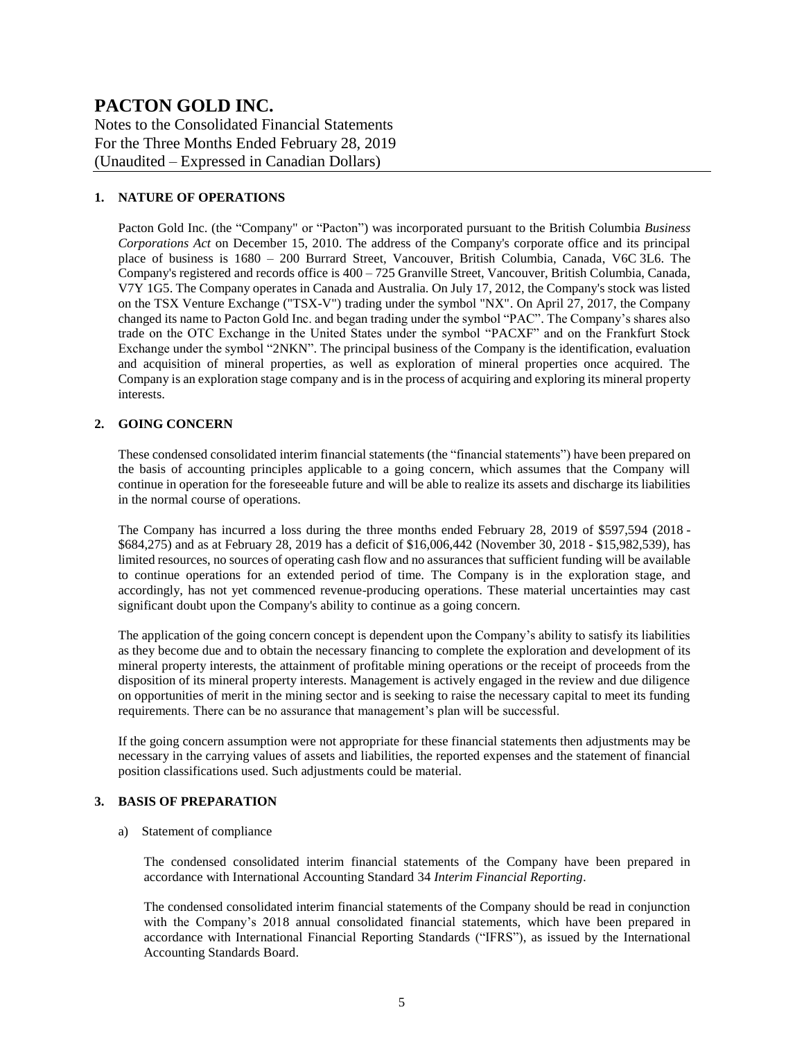# PACTON GOLD INC.

Notes to the Consolidated Financial Statements
For the Three Months Ended February 28, 2019
(Unaudited – Expressed in Canadian Dollars)

## 1. NATURE OF OPERATIONS

Pacton Gold Inc. (the "Company" or "Pacton") was incorporated pursuant to the British Columbia *Business Corporations Act* on December 15, 2010. The address of the Company's corporate office and its principal place of business is 1680 – 200 Burrard Street, Vancouver, British Columbia, Canada, V6C 3L6. The Company's registered and records office is 400 – 725 Granville Street, Vancouver, British Columbia, Canada, V7Y 1G5. The Company operates in Canada and Australia. On July 17, 2012, the Company's stock was listed on the TSX Venture Exchange ("TSX-V") trading under the symbol "NX". On April 27, 2017, the Company changed its name to Pacton Gold Inc. and began trading under the symbol "PAC". The Company's shares also trade on the OTC Exchange in the United States under the symbol "PACXF" and on the Frankfurt Stock Exchange under the symbol "2NKN". The principal business of the Company is the identification, evaluation and acquisition of mineral properties, as well as exploration of mineral properties once acquired. The Company is an exploration stage company and is in the process of acquiring and exploring its mineral property interests.

## 2. GOING CONCERN

These condensed consolidated interim financial statements (the "financial statements") have been prepared on the basis of accounting principles applicable to a going concern, which assumes that the Company will continue in operation for the foreseeable future and will be able to realize its assets and discharge its liabilities in the normal course of operations.

The Company has incurred a loss during the three months ended February 28, 2019 of \$597,594 (2018 - \$684,275) and as at February 28, 2019 has a deficit of \$16,006,442 (November 30, 2018 - \$15,982,539), has limited resources, no sources of operating cash flow and no assurances that sufficient funding will be available to continue operations for an extended period of time. The Company is in the exploration stage, and accordingly, has not yet commenced revenue-producing operations. These material uncertainties may cast significant doubt upon the Company's ability to continue as a going concern.

The application of the going concern concept is dependent upon the Company's ability to satisfy its liabilities as they become due and to obtain the necessary financing to complete the exploration and development of its mineral property interests, the attainment of profitable mining operations or the receipt of proceeds from the disposition of its mineral property interests. Management is actively engaged in the review and due diligence on opportunities of merit in the mining sector and is seeking to raise the necessary capital to meet its funding requirements. There can be no assurance that management's plan will be successful.

If the going concern assumption were not appropriate for these financial statements then adjustments may be necessary in the carrying values of assets and liabilities, the reported expenses and the statement of financial position classifications used. Such adjustments could be material.

## 3. BASIS OF PREPARATION

a) Statement of compliance

The condensed consolidated interim financial statements of the Company have been prepared in accordance with International Accounting Standard 34 *Interim Financial Reporting*.

The condensed consolidated interim financial statements of the Company should be read in conjunction with the Company's 2018 annual consolidated financial statements, which have been prepared in accordance with International Financial Reporting Standards ("IFRS"), as issued by the International Accounting Standards Board.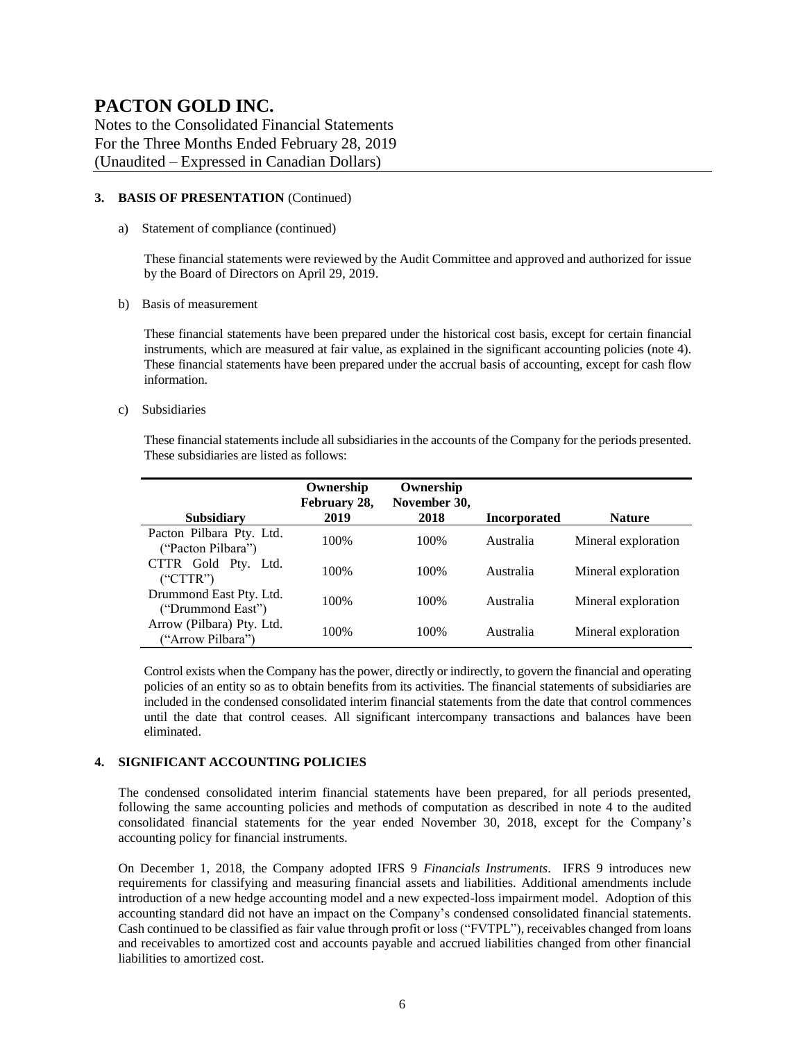## 3. BASIS OF PRESENTATION (Continued)

a) Statement of compliance (continued)

These financial statements were reviewed by the Audit Committee and approved and authorized for issue by the Board of Directors on April 29, 2019.

b) Basis of measurement

These financial statements have been prepared under the historical cost basis, except for certain financial instruments, which are measured at fair value, as explained in the significant accounting policies (note 4). These financial statements have been prepared under the accrual basis of accounting, except for cash flow information.

c) Subsidiaries

These financial statements include all subsidiaries in the accounts of the Company for the periods presented. These subsidiaries are listed as follows:

| Subsidiary | Ownership February 28, 2019 | Ownership November 30, 2018 | Incorporated | Nature |
|---|---|---|---|---|
| Pacton Pilbara Pty. Ltd. ("Pacton Pilbara") | 100% | 100% | Australia | Mineral exploration |
| CTTR Gold Pty. Ltd. ("CTTR") | 100% | 100% | Australia | Mineral exploration |
| Drummond East Pty. Ltd. ("Drummond East") | 100% | 100% | Australia | Mineral exploration |
| Arrow (Pilbara) Pty. Ltd. ("Arrow Pilbara") | 100% | 100% | Australia | Mineral exploration |

Control exists when the Company has the power, directly or indirectly, to govern the financial and operating policies of an entity so as to obtain benefits from its activities. The financial statements of subsidiaries are included in the condensed consolidated interim financial statements from the date that control commences until the date that control ceases. All significant intercompany transactions and balances have been eliminated.

## 4. SIGNIFICANT ACCOUNTING POLICIES

The condensed consolidated interim financial statements have been prepared, for all periods presented, following the same accounting policies and methods of computation as described in note 4 to the audited consolidated financial statements for the year ended November 30, 2018, except for the Company's accounting policy for financial instruments.

On December 1, 2018, the Company adopted IFRS 9 *Financials Instruments*. IFRS 9 introduces new requirements for classifying and measuring financial assets and liabilities. Additional amendments include introduction of a new hedge accounting model and a new expected-loss impairment model. Adoption of this accounting standard did not have an impact on the Company's condensed consolidated financial statements. Cash continued to be classified as fair value through profit or loss ("FVTPL"), receivables changed from loans and receivables to amortized cost and accounts payable and accrued liabilities changed from other financial liabilities to amortized cost.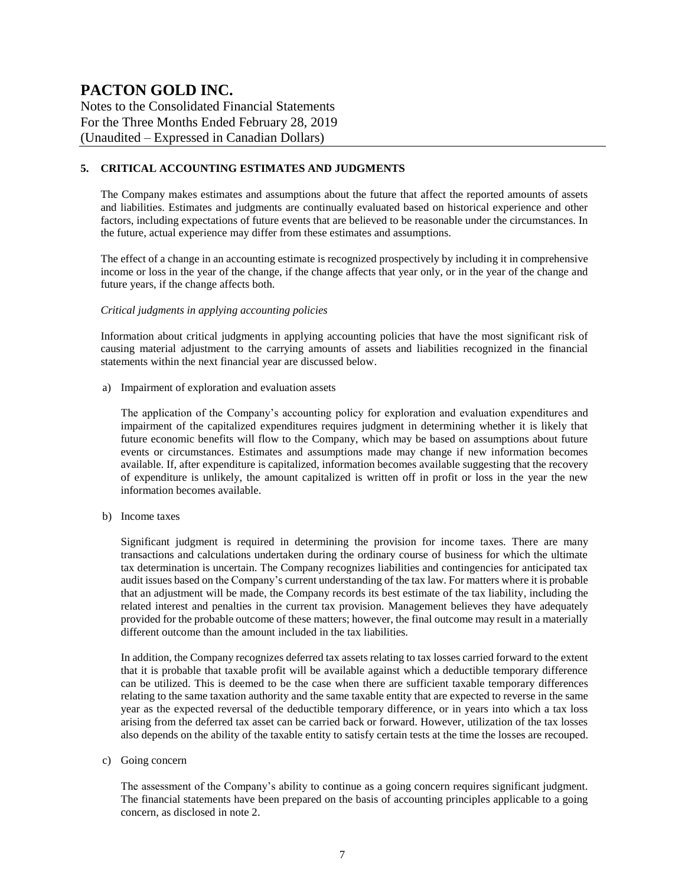# PACTON GOLD INC.

Notes to the Consolidated Financial Statements
For the Three Months Ended February 28, 2019
(Unaudited – Expressed in Canadian Dollars)

## 5. CRITICAL ACCOUNTING ESTIMATES AND JUDGMENTS

The Company makes estimates and assumptions about the future that affect the reported amounts of assets and liabilities. Estimates and judgments are continually evaluated based on historical experience and other factors, including expectations of future events that are believed to be reasonable under the circumstances. In the future, actual experience may differ from these estimates and assumptions.

The effect of a change in an accounting estimate is recognized prospectively by including it in comprehensive income or loss in the year of the change, if the change affects that year only, or in the year of the change and future years, if the change affects both.

*Critical judgments in applying accounting policies*

Information about critical judgments in applying accounting policies that have the most significant risk of causing material adjustment to the carrying amounts of assets and liabilities recognized in the financial statements within the next financial year are discussed below.

a) Impairment of exploration and evaluation assets

The application of the Company's accounting policy for exploration and evaluation expenditures and impairment of the capitalized expenditures requires judgment in determining whether it is likely that future economic benefits will flow to the Company, which may be based on assumptions about future events or circumstances. Estimates and assumptions made may change if new information becomes available. If, after expenditure is capitalized, information becomes available suggesting that the recovery of expenditure is unlikely, the amount capitalized is written off in profit or loss in the year the new information becomes available.

b) Income taxes

Significant judgment is required in determining the provision for income taxes. There are many transactions and calculations undertaken during the ordinary course of business for which the ultimate tax determination is uncertain. The Company recognizes liabilities and contingencies for anticipated tax audit issues based on the Company's current understanding of the tax law. For matters where it is probable that an adjustment will be made, the Company records its best estimate of the tax liability, including the related interest and penalties in the current tax provision. Management believes they have adequately provided for the probable outcome of these matters; however, the final outcome may result in a materially different outcome than the amount included in the tax liabilities.

In addition, the Company recognizes deferred tax assets relating to tax losses carried forward to the extent that it is probable that taxable profit will be available against which a deductible temporary difference can be utilized. This is deemed to be the case when there are sufficient taxable temporary differences relating to the same taxation authority and the same taxable entity that are expected to reverse in the same year as the expected reversal of the deductible temporary difference, or in years into which a tax loss arising from the deferred tax asset can be carried back or forward. However, utilization of the tax losses also depends on the ability of the taxable entity to satisfy certain tests at the time the losses are recouped.

c) Going concern

The assessment of the Company's ability to continue as a going concern requires significant judgment. The financial statements have been prepared on the basis of accounting principles applicable to a going concern, as disclosed in note 2.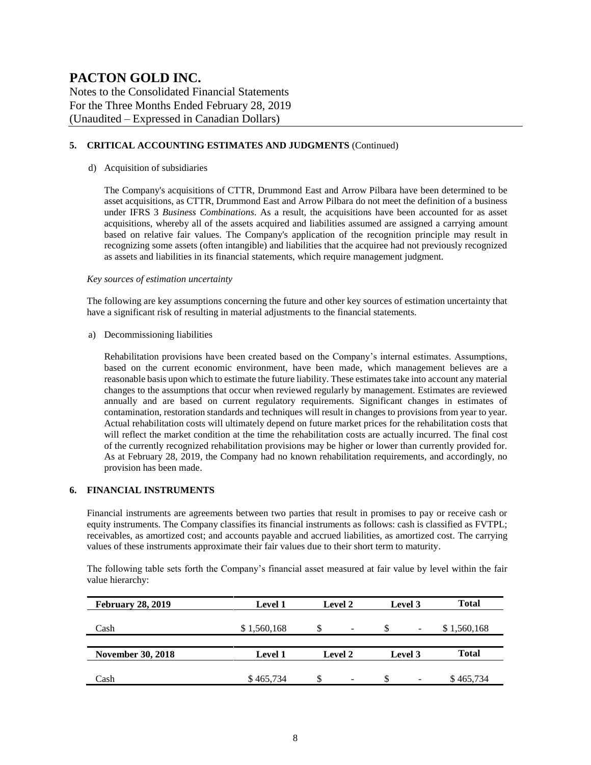**PACTON GOLD INC.**
Notes to the Consolidated Financial Statements
For the Three Months Ended February 28, 2019
(Unaudited – Expressed in Canadian Dollars)

## 5. CRITICAL ACCOUNTING ESTIMATES AND JUDGMENTS (Continued)

d) Acquisition of subsidiaries

The Company's acquisitions of CTTR, Drummond East and Arrow Pilbara have been determined to be asset acquisitions, as CTTR, Drummond East and Arrow Pilbara do not meet the definition of a business under IFRS 3 *Business Combinations*. As a result, the acquisitions have been accounted for as asset acquisitions, whereby all of the assets acquired and liabilities assumed are assigned a carrying amount based on relative fair values. The Company's application of the recognition principle may result in recognizing some assets (often intangible) and liabilities that the acquiree had not previously recognized as assets and liabilities in its financial statements, which require management judgment.

*Key sources of estimation uncertainty*

The following are key assumptions concerning the future and other key sources of estimation uncertainty that have a significant risk of resulting in material adjustments to the financial statements.

a) Decommissioning liabilities

Rehabilitation provisions have been created based on the Company's internal estimates. Assumptions, based on the current economic environment, have been made, which management believes are a reasonable basis upon which to estimate the future liability. These estimates take into account any material changes to the assumptions that occur when reviewed regularly by management. Estimates are reviewed annually and are based on current regulatory requirements. Significant changes in estimates of contamination, restoration standards and techniques will result in changes to provisions from year to year. Actual rehabilitation costs will ultimately depend on future market prices for the rehabilitation costs that will reflect the market condition at the time the rehabilitation costs are actually incurred. The final cost of the currently recognized rehabilitation provisions may be higher or lower than currently provided for. As at February 28, 2019, the Company had no known rehabilitation requirements, and accordingly, no provision has been made.

## 6. FINANCIAL INSTRUMENTS

Financial instruments are agreements between two parties that result in promises to pay or receive cash or equity instruments. The Company classifies its financial instruments as follows: cash is classified as FVTPL; receivables, as amortized cost; and accounts payable and accrued liabilities, as amortized cost. The carrying values of these instruments approximate their fair values due to their short term to maturity.

The following table sets forth the Company's financial asset measured at fair value by level within the fair value hierarchy:

| **February 28, 2019** | **Level 1** | **Level 2** | **Level 3** | **Total** |
|---|---|---|---|---|
| Cash | $ 1,560,168 | $ - | $ - | $ 1,560,168 |

| **November 30, 2018** | **Level 1** | **Level 2** | **Level 3** | **Total** |
|---|---|---|---|---|
| Cash | $ 465,734 | $ - | $ - | $ 465,734 |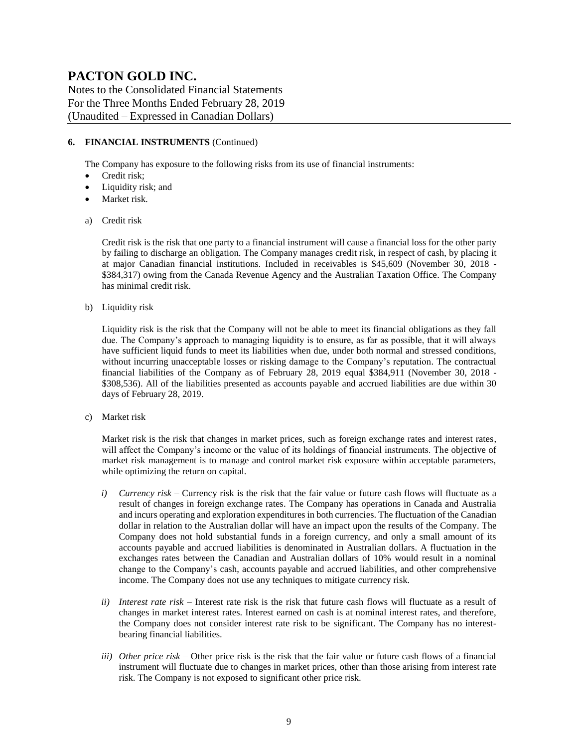# PACTON GOLD INC.

Notes to the Consolidated Financial Statements
For the Three Months Ended February 28, 2019
(Unaudited – Expressed in Canadian Dollars)

**6. FINANCIAL INSTRUMENTS** (Continued)

The Company has exposure to the following risks from its use of financial instruments:

- Credit risk;
- Liquidity risk; and
- Market risk.

a) Credit risk

Credit risk is the risk that one party to a financial instrument will cause a financial loss for the other party by failing to discharge an obligation. The Company manages credit risk, in respect of cash, by placing it at major Canadian financial institutions. Included in receivables is $45,609 (November 30, 2018 - $384,317) owing from the Canada Revenue Agency and the Australian Taxation Office. The Company has minimal credit risk.

b) Liquidity risk

Liquidity risk is the risk that the Company will not be able to meet its financial obligations as they fall due. The Company's approach to managing liquidity is to ensure, as far as possible, that it will always have sufficient liquid funds to meet its liabilities when due, under both normal and stressed conditions, without incurring unacceptable losses or risking damage to the Company's reputation. The contractual financial liabilities of the Company as of February 28, 2019 equal $384,911 (November 30, 2018 - $308,536). All of the liabilities presented as accounts payable and accrued liabilities are due within 30 days of February 28, 2019.

c) Market risk

Market risk is the risk that changes in market prices, such as foreign exchange rates and interest rates, will affect the Company's income or the value of its holdings of financial instruments. The objective of market risk management is to manage and control market risk exposure within acceptable parameters, while optimizing the return on capital.

*i) Currency risk* – Currency risk is the risk that the fair value or future cash flows will fluctuate as a result of changes in foreign exchange rates. The Company has operations in Canada and Australia and incurs operating and exploration expenditures in both currencies. The fluctuation of the Canadian dollar in relation to the Australian dollar will have an impact upon the results of the Company. The Company does not hold substantial funds in a foreign currency, and only a small amount of its accounts payable and accrued liabilities is denominated in Australian dollars. A fluctuation in the exchanges rates between the Canadian and Australian dollars of 10% would result in a nominal change to the Company's cash, accounts payable and accrued liabilities, and other comprehensive income. The Company does not use any techniques to mitigate currency risk.

*ii) Interest rate risk* – Interest rate risk is the risk that future cash flows will fluctuate as a result of changes in market interest rates. Interest earned on cash is at nominal interest rates, and therefore, the Company does not consider interest rate risk to be significant. The Company has no interest-bearing financial liabilities.

*iii) Other price risk* – Other price risk is the risk that the fair value or future cash flows of a financial instrument will fluctuate due to changes in market prices, other than those arising from interest rate risk. The Company is not exposed to significant other price risk.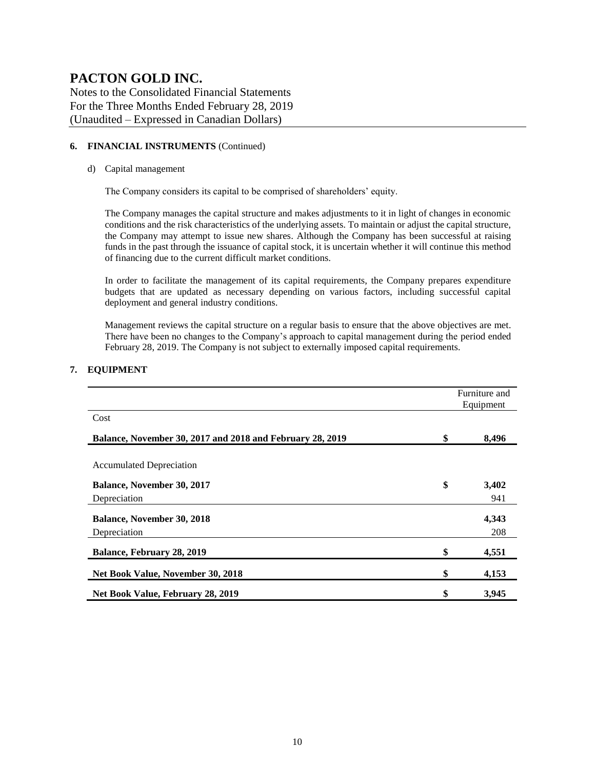# PACTON GOLD INC.

Notes to the Consolidated Financial Statements
For the Three Months Ended February 28, 2019
(Unaudited – Expressed in Canadian Dollars)

**6. FINANCIAL INSTRUMENTS** (Continued)

d) Capital management

The Company considers its capital to be comprised of shareholders' equity.

The Company manages the capital structure and makes adjustments to it in light of changes in economic conditions and the risk characteristics of the underlying assets. To maintain or adjust the capital structure, the Company may attempt to issue new shares. Although the Company has been successful at raising funds in the past through the issuance of capital stock, it is uncertain whether it will continue this method of financing due to the current difficult market conditions.

In order to facilitate the management of its capital requirements, the Company prepares expenditure budgets that are updated as necessary depending on various factors, including successful capital deployment and general industry conditions.

Management reviews the capital structure on a regular basis to ensure that the above objectives are met. There have been no changes to the Company's approach to capital management during the period ended February 28, 2019. The Company is not subject to externally imposed capital requirements.

**7. EQUIPMENT**

| | Furniture and Equipment |
|---|---|
| Cost | |
| **Balance, November 30, 2017 and 2018 and February 28, 2019** | **$ 8,496** |
| Accumulated Depreciation | |
| **Balance, November 30, 2017** | **$ 3,402** |
| Depreciation | 941 |
| **Balance, November 30, 2018** | **4,343** |
| Depreciation | 208 |
| **Balance, February 28, 2019** | **$ 4,551** |
| **Net Book Value, November 30, 2018** | **$ 4,153** |
| **Net Book Value, February 28, 2019** | **$ 3,945** |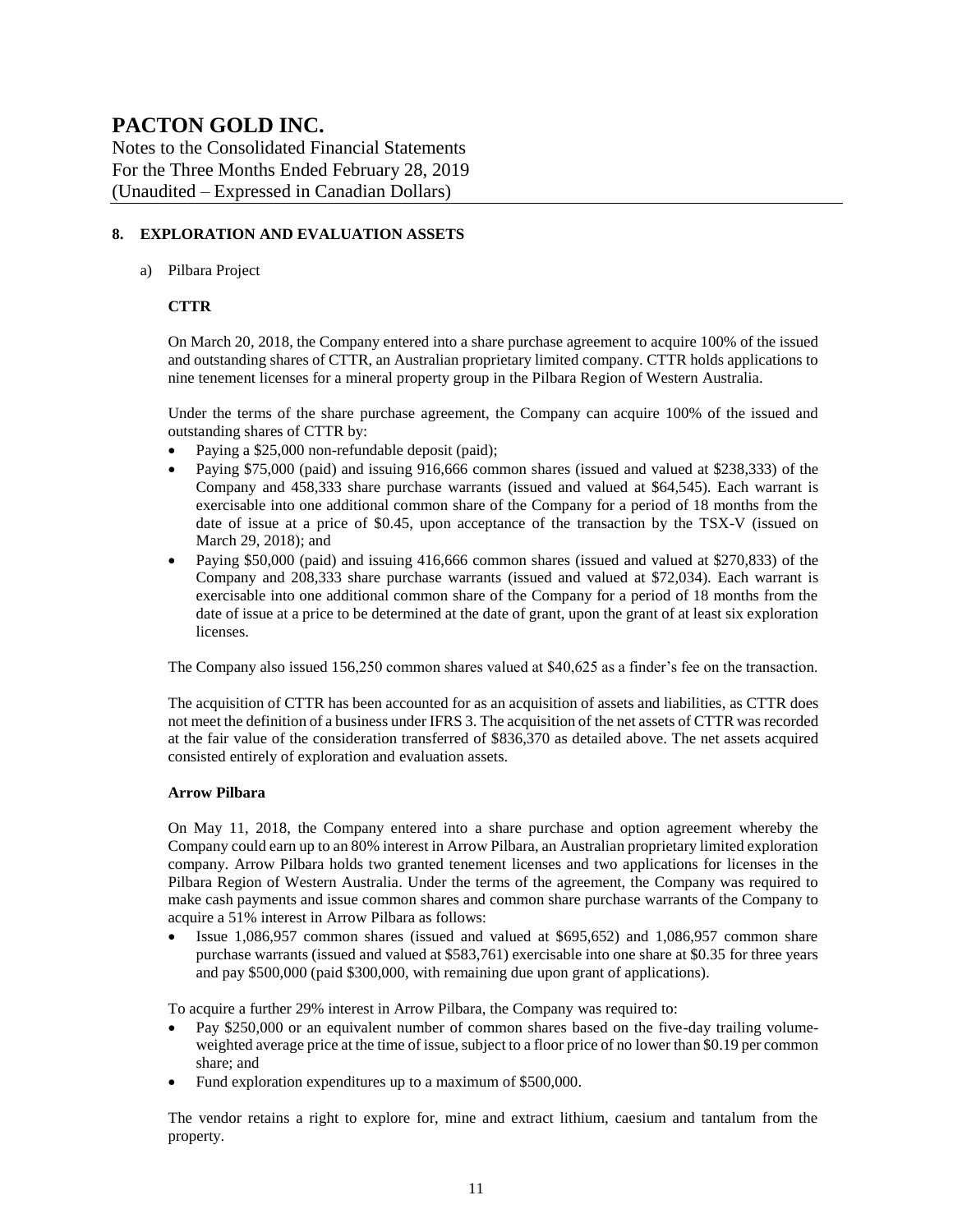# PACTON GOLD INC.

Notes to the Consolidated Financial Statements
For the Three Months Ended February 28, 2019
(Unaudited – Expressed in Canadian Dollars)

## 8. EXPLORATION AND EVALUATION ASSETS

a) Pilbara Project

**CTTR**

On March 20, 2018, the Company entered into a share purchase agreement to acquire 100% of the issued and outstanding shares of CTTR, an Australian proprietary limited company. CTTR holds applications to nine tenement licenses for a mineral property group in the Pilbara Region of Western Australia.

Under the terms of the share purchase agreement, the Company can acquire 100% of the issued and outstanding shares of CTTR by:

- Paying a $25,000 non-refundable deposit (paid);
- Paying $75,000 (paid) and issuing 916,666 common shares (issued and valued at $238,333) of the Company and 458,333 share purchase warrants (issued and valued at $64,545). Each warrant is exercisable into one additional common share of the Company for a period of 18 months from the date of issue at a price of $0.45, upon acceptance of the transaction by the TSX-V (issued on March 29, 2018); and
- Paying $50,000 (paid) and issuing 416,666 common shares (issued and valued at $270,833) of the Company and 208,333 share purchase warrants (issued and valued at $72,034). Each warrant is exercisable into one additional common share of the Company for a period of 18 months from the date of issue at a price to be determined at the date of grant, upon the grant of at least six exploration licenses.

The Company also issued 156,250 common shares valued at $40,625 as a finder's fee on the transaction.

The acquisition of CTTR has been accounted for as an acquisition of assets and liabilities, as CTTR does not meet the definition of a business under IFRS 3. The acquisition of the net assets of CTTR was recorded at the fair value of the consideration transferred of $836,370 as detailed above. The net assets acquired consisted entirely of exploration and evaluation assets.

**Arrow Pilbara**

On May 11, 2018, the Company entered into a share purchase and option agreement whereby the Company could earn up to an 80% interest in Arrow Pilbara, an Australian proprietary limited exploration company. Arrow Pilbara holds two granted tenement licenses and two applications for licenses in the Pilbara Region of Western Australia. Under the terms of the agreement, the Company was required to make cash payments and issue common shares and common share purchase warrants of the Company to acquire a 51% interest in Arrow Pilbara as follows:

- Issue 1,086,957 common shares (issued and valued at $695,652) and 1,086,957 common share purchase warrants (issued and valued at $583,761) exercisable into one share at $0.35 for three years and pay $500,000 (paid $300,000, with remaining due upon grant of applications).

To acquire a further 29% interest in Arrow Pilbara, the Company was required to:

- Pay $250,000 or an equivalent number of common shares based on the five-day trailing volume-weighted average price at the time of issue, subject to a floor price of no lower than $0.19 per common share; and
- Fund exploration expenditures up to a maximum of $500,000.

The vendor retains a right to explore for, mine and extract lithium, caesium and tantalum from the property.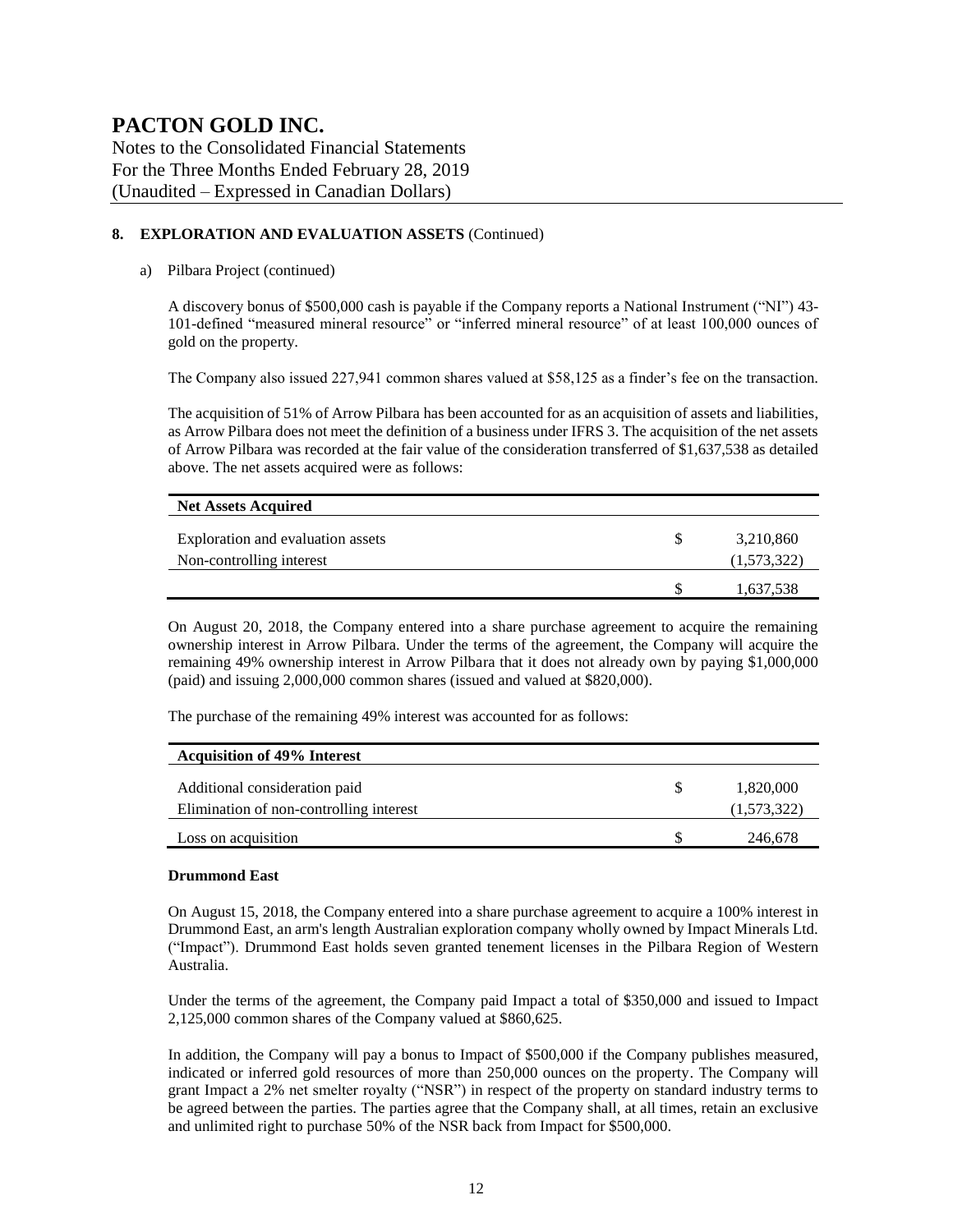# PACTON GOLD INC.

Notes to the Consolidated Financial Statements
For the Three Months Ended February 28, 2019
(Unaudited – Expressed in Canadian Dollars)

## 8. EXPLORATION AND EVALUATION ASSETS (Continued)

a) Pilbara Project (continued)

A discovery bonus of \$500,000 cash is payable if the Company reports a National Instrument ("NI") 43-101-defined "measured mineral resource" or "inferred mineral resource" of at least 100,000 ounces of gold on the property.

The Company also issued 227,941 common shares valued at \$58,125 as a finder's fee on the transaction.

The acquisition of 51% of Arrow Pilbara has been accounted for as an acquisition of assets and liabilities, as Arrow Pilbara does not meet the definition of a business under IFRS 3. The acquisition of the net assets of Arrow Pilbara was recorded at the fair value of the consideration transferred of \$1,637,538 as detailed above. The net assets acquired were as follows:

| Net Assets Acquired | | |
|---|---|---|
| Exploration and evaluation assets | \$ | 3,210,860 |
| Non-controlling interest | | (1,573,322) |
| | \$ | 1,637,538 |

On August 20, 2018, the Company entered into a share purchase agreement to acquire the remaining ownership interest in Arrow Pilbara. Under the terms of the agreement, the Company will acquire the remaining 49% ownership interest in Arrow Pilbara that it does not already own by paying \$1,000,000 (paid) and issuing 2,000,000 common shares (issued and valued at \$820,000).

The purchase of the remaining 49% interest was accounted for as follows:

| Acquisition of 49% Interest | | |
|---|---|---|
| Additional consideration paid | \$ | 1,820,000 |
| Elimination of non-controlling interest | | (1,573,322) |
| Loss on acquisition | \$ | 246,678 |

**Drummond East**

On August 15, 2018, the Company entered into a share purchase agreement to acquire a 100% interest in Drummond East, an arm's length Australian exploration company wholly owned by Impact Minerals Ltd. ("Impact"). Drummond East holds seven granted tenement licenses in the Pilbara Region of Western Australia.

Under the terms of the agreement, the Company paid Impact a total of \$350,000 and issued to Impact 2,125,000 common shares of the Company valued at \$860,625.

In addition, the Company will pay a bonus to Impact of \$500,000 if the Company publishes measured, indicated or inferred gold resources of more than 250,000 ounces on the property. The Company will grant Impact a 2% net smelter royalty ("NSR") in respect of the property on standard industry terms to be agreed between the parties. The parties agree that the Company shall, at all times, retain an exclusive and unlimited right to purchase 50% of the NSR back from Impact for \$500,000.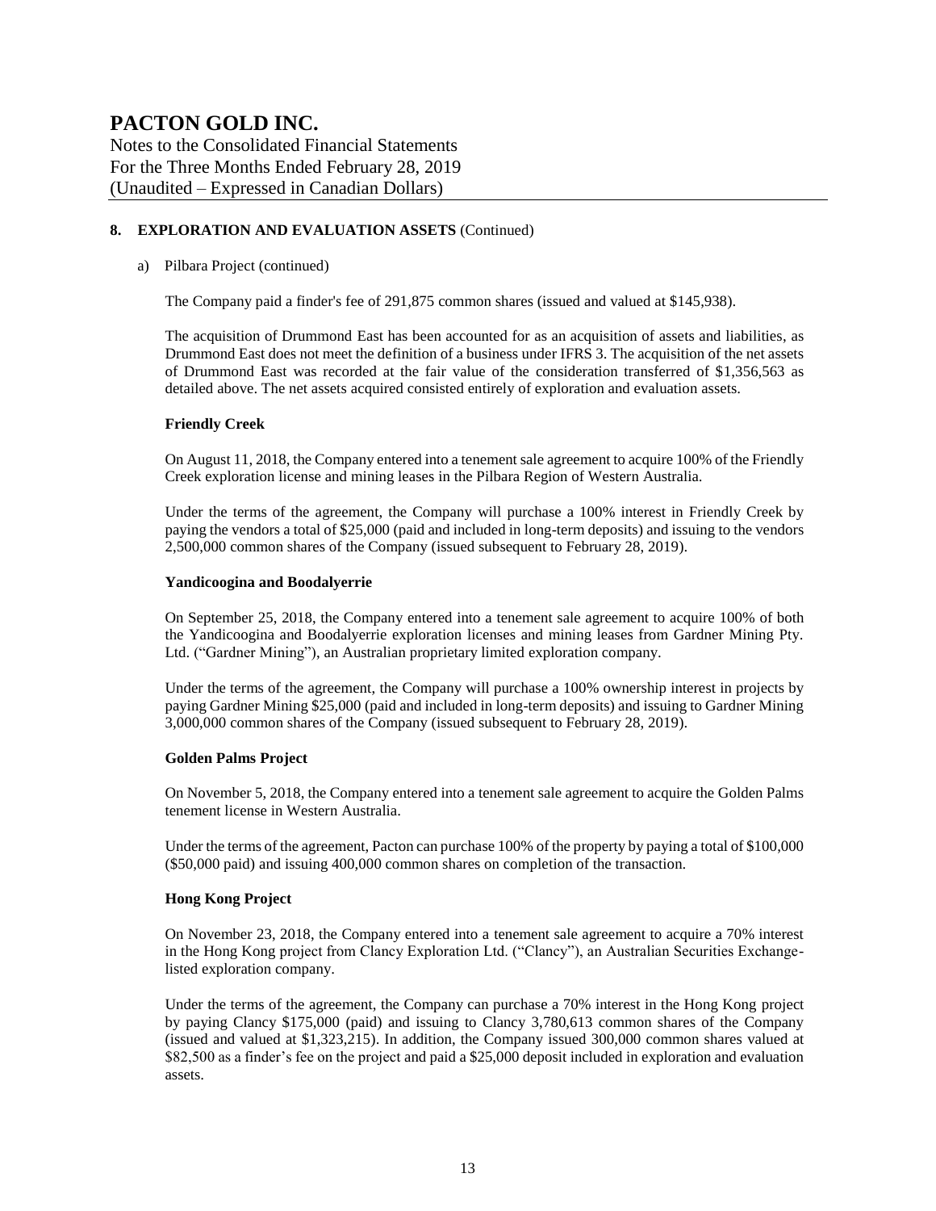## 8. EXPLORATION AND EVALUATION ASSETS (Continued)

a) Pilbara Project (continued)

The Company paid a finder's fee of 291,875 common shares (issued and valued at $145,938).

The acquisition of Drummond East has been accounted for as an acquisition of assets and liabilities, as Drummond East does not meet the definition of a business under IFRS 3. The acquisition of the net assets of Drummond East was recorded at the fair value of the consideration transferred of $1,356,563 as detailed above. The net assets acquired consisted entirely of exploration and evaluation assets.

**Friendly Creek**

On August 11, 2018, the Company entered into a tenement sale agreement to acquire 100% of the Friendly Creek exploration license and mining leases in the Pilbara Region of Western Australia.

Under the terms of the agreement, the Company will purchase a 100% interest in Friendly Creek by paying the vendors a total of $25,000 (paid and included in long-term deposits) and issuing to the vendors 2,500,000 common shares of the Company (issued subsequent to February 28, 2019).

**Yandicoogina and Boodalyerrie**

On September 25, 2018, the Company entered into a tenement sale agreement to acquire 100% of both the Yandicoogina and Boodalyerrie exploration licenses and mining leases from Gardner Mining Pty. Ltd. ("Gardner Mining"), an Australian proprietary limited exploration company.

Under the terms of the agreement, the Company will purchase a 100% ownership interest in projects by paying Gardner Mining $25,000 (paid and included in long-term deposits) and issuing to Gardner Mining 3,000,000 common shares of the Company (issued subsequent to February 28, 2019).

**Golden Palms Project**

On November 5, 2018, the Company entered into a tenement sale agreement to acquire the Golden Palms tenement license in Western Australia.

Under the terms of the agreement, Pacton can purchase 100% of the property by paying a total of $100,000 ($50,000 paid) and issuing 400,000 common shares on completion of the transaction.

**Hong Kong Project**

On November 23, 2018, the Company entered into a tenement sale agreement to acquire a 70% interest in the Hong Kong project from Clancy Exploration Ltd. ("Clancy"), an Australian Securities Exchange-listed exploration company.

Under the terms of the agreement, the Company can purchase a 70% interest in the Hong Kong project by paying Clancy $175,000 (paid) and issuing to Clancy 3,780,613 common shares of the Company (issued and valued at $1,323,215). In addition, the Company issued 300,000 common shares valued at $82,500 as a finder's fee on the project and paid a $25,000 deposit included in exploration and evaluation assets.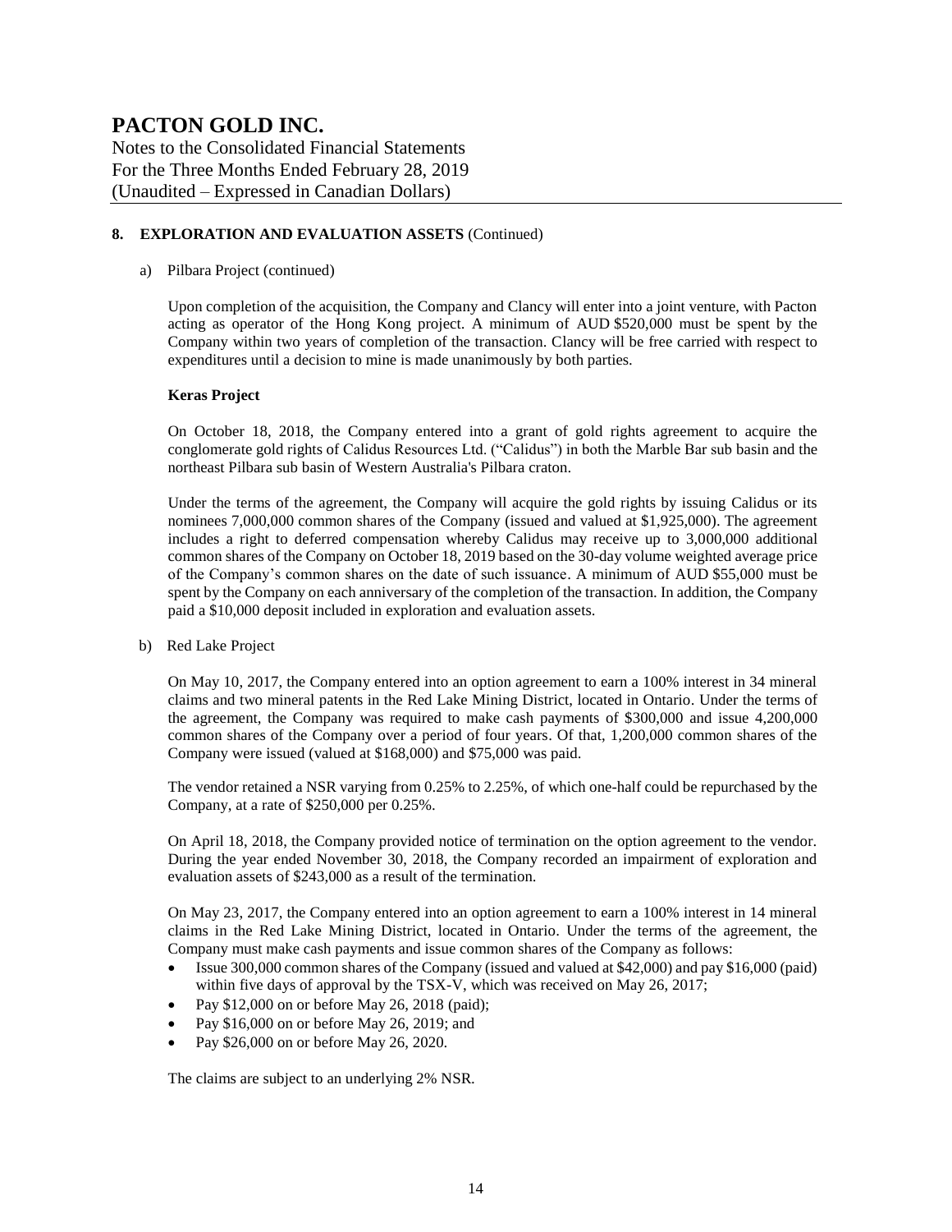# PACTON GOLD INC.

Notes to the Consolidated Financial Statements
For the Three Months Ended February 28, 2019
(Unaudited – Expressed in Canadian Dollars)

## 8. EXPLORATION AND EVALUATION ASSETS (Continued)

a) Pilbara Project (continued)

Upon completion of the acquisition, the Company and Clancy will enter into a joint venture, with Pacton acting as operator of the Hong Kong project. A minimum of AUD $520,000 must be spent by the Company within two years of completion of the transaction. Clancy will be free carried with respect to expenditures until a decision to mine is made unanimously by both parties.

**Keras Project**

On October 18, 2018, the Company entered into a grant of gold rights agreement to acquire the conglomerate gold rights of Calidus Resources Ltd. ("Calidus") in both the Marble Bar sub basin and the northeast Pilbara sub basin of Western Australia's Pilbara craton.

Under the terms of the agreement, the Company will acquire the gold rights by issuing Calidus or its nominees 7,000,000 common shares of the Company (issued and valued at $1,925,000). The agreement includes a right to deferred compensation whereby Calidus may receive up to 3,000,000 additional common shares of the Company on October 18, 2019 based on the 30-day volume weighted average price of the Company's common shares on the date of such issuance. A minimum of AUD $55,000 must be spent by the Company on each anniversary of the completion of the transaction. In addition, the Company paid a $10,000 deposit included in exploration and evaluation assets.

b) Red Lake Project

On May 10, 2017, the Company entered into an option agreement to earn a 100% interest in 34 mineral claims and two mineral patents in the Red Lake Mining District, located in Ontario. Under the terms of the agreement, the Company was required to make cash payments of $300,000 and issue 4,200,000 common shares of the Company over a period of four years. Of that, 1,200,000 common shares of the Company were issued (valued at $168,000) and $75,000 was paid.

The vendor retained a NSR varying from 0.25% to 2.25%, of which one-half could be repurchased by the Company, at a rate of $250,000 per 0.25%.

On April 18, 2018, the Company provided notice of termination on the option agreement to the vendor. During the year ended November 30, 2018, the Company recorded an impairment of exploration and evaluation assets of $243,000 as a result of the termination.

On May 23, 2017, the Company entered into an option agreement to earn a 100% interest in 14 mineral claims in the Red Lake Mining District, located in Ontario. Under the terms of the agreement, the Company must make cash payments and issue common shares of the Company as follows:

- Issue 300,000 common shares of the Company (issued and valued at $42,000) and pay $16,000 (paid) within five days of approval by the TSX-V, which was received on May 26, 2017;
- Pay $12,000 on or before May 26, 2018 (paid);
- Pay $16,000 on or before May 26, 2019; and
- Pay $26,000 on or before May 26, 2020.

The claims are subject to an underlying 2% NSR.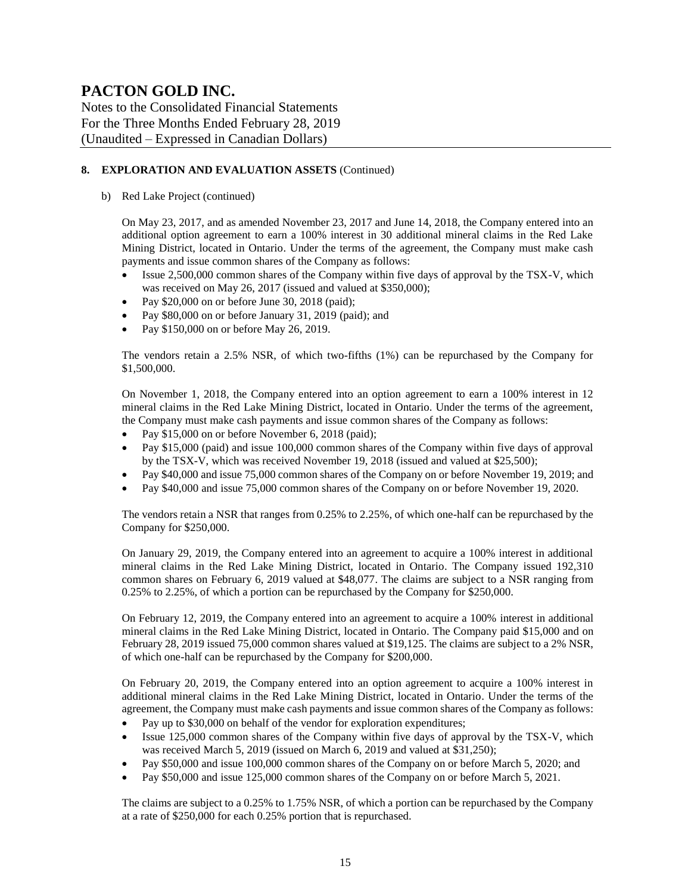# PACTON GOLD INC.

Notes to the Consolidated Financial Statements
For the Three Months Ended February 28, 2019
(Unaudited – Expressed in Canadian Dollars)

## 8. EXPLORATION AND EVALUATION ASSETS (Continued)

b) Red Lake Project (continued)

On May 23, 2017, and as amended November 23, 2017 and June 14, 2018, the Company entered into an additional option agreement to earn a 100% interest in 30 additional mineral claims in the Red Lake Mining District, located in Ontario. Under the terms of the agreement, the Company must make cash payments and issue common shares of the Company as follows:

- Issue 2,500,000 common shares of the Company within five days of approval by the TSX-V, which was received on May 26, 2017 (issued and valued at $350,000);
- Pay $20,000 on or before June 30, 2018 (paid);
- Pay $80,000 on or before January 31, 2019 (paid); and
- Pay $150,000 on or before May 26, 2019.

The vendors retain a 2.5% NSR, of which two-fifths (1%) can be repurchased by the Company for $1,500,000.

On November 1, 2018, the Company entered into an option agreement to earn a 100% interest in 12 mineral claims in the Red Lake Mining District, located in Ontario. Under the terms of the agreement, the Company must make cash payments and issue common shares of the Company as follows:

- Pay $15,000 on or before November 6, 2018 (paid);
- Pay $15,000 (paid) and issue 100,000 common shares of the Company within five days of approval by the TSX-V, which was received November 19, 2018 (issued and valued at $25,500);
- Pay $40,000 and issue 75,000 common shares of the Company on or before November 19, 2019; and
- Pay $40,000 and issue 75,000 common shares of the Company on or before November 19, 2020.

The vendors retain a NSR that ranges from 0.25% to 2.25%, of which one-half can be repurchased by the Company for $250,000.

On January 29, 2019, the Company entered into an agreement to acquire a 100% interest in additional mineral claims in the Red Lake Mining District, located in Ontario. The Company issued 192,310 common shares on February 6, 2019 valued at $48,077. The claims are subject to a NSR ranging from 0.25% to 2.25%, of which a portion can be repurchased by the Company for $250,000.

On February 12, 2019, the Company entered into an agreement to acquire a 100% interest in additional mineral claims in the Red Lake Mining District, located in Ontario. The Company paid $15,000 and on February 28, 2019 issued 75,000 common shares valued at $19,125. The claims are subject to a 2% NSR, of which one-half can be repurchased by the Company for $200,000.

On February 20, 2019, the Company entered into an option agreement to acquire a 100% interest in additional mineral claims in the Red Lake Mining District, located in Ontario. Under the terms of the agreement, the Company must make cash payments and issue common shares of the Company as follows:

- Pay up to $30,000 on behalf of the vendor for exploration expenditures;
- Issue 125,000 common shares of the Company within five days of approval by the TSX-V, which was received March 5, 2019 (issued on March 6, 2019 and valued at $31,250);
- Pay $50,000 and issue 100,000 common shares of the Company on or before March 5, 2020; and
- Pay $50,000 and issue 125,000 common shares of the Company on or before March 5, 2021.

The claims are subject to a 0.25% to 1.75% NSR, of which a portion can be repurchased by the Company at a rate of $250,000 for each 0.25% portion that is repurchased.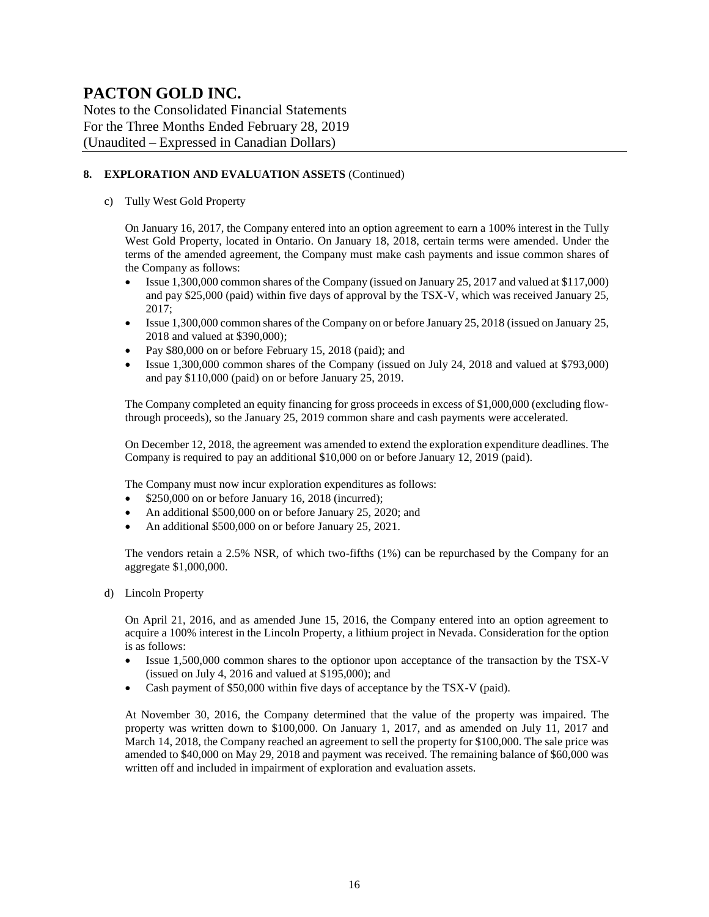# PACTON GOLD INC.

Notes to the Consolidated Financial Statements
For the Three Months Ended February 28, 2019
(Unaudited – Expressed in Canadian Dollars)

## 8. EXPLORATION AND EVALUATION ASSETS (Continued)

c) Tully West Gold Property

On January 16, 2017, the Company entered into an option agreement to earn a 100% interest in the Tully West Gold Property, located in Ontario. On January 18, 2018, certain terms were amended. Under the terms of the amended agreement, the Company must make cash payments and issue common shares of the Company as follows:

- Issue 1,300,000 common shares of the Company (issued on January 25, 2017 and valued at $117,000) and pay $25,000 (paid) within five days of approval by the TSX-V, which was received January 25, 2017;
- Issue 1,300,000 common shares of the Company on or before January 25, 2018 (issued on January 25, 2018 and valued at $390,000);
- Pay $80,000 on or before February 15, 2018 (paid); and
- Issue 1,300,000 common shares of the Company (issued on July 24, 2018 and valued at $793,000) and pay $110,000 (paid) on or before January 25, 2019.

The Company completed an equity financing for gross proceeds in excess of $1,000,000 (excluding flow-through proceeds), so the January 25, 2019 common share and cash payments were accelerated.

On December 12, 2018, the agreement was amended to extend the exploration expenditure deadlines. The Company is required to pay an additional $10,000 on or before January 12, 2019 (paid).

The Company must now incur exploration expenditures as follows:

- $250,000 on or before January 16, 2018 (incurred);
- An additional $500,000 on or before January 25, 2020; and
- An additional $500,000 on or before January 25, 2021.

The vendors retain a 2.5% NSR, of which two-fifths (1%) can be repurchased by the Company for an aggregate $1,000,000.

d) Lincoln Property

On April 21, 2016, and as amended June 15, 2016, the Company entered into an option agreement to acquire a 100% interest in the Lincoln Property, a lithium project in Nevada. Consideration for the option is as follows:

- Issue 1,500,000 common shares to the optionor upon acceptance of the transaction by the TSX-V (issued on July 4, 2016 and valued at $195,000); and
- Cash payment of $50,000 within five days of acceptance by the TSX-V (paid).

At November 30, 2016, the Company determined that the value of the property was impaired. The property was written down to $100,000. On January 1, 2017, and as amended on July 11, 2017 and March 14, 2018, the Company reached an agreement to sell the property for $100,000. The sale price was amended to $40,000 on May 29, 2018 and payment was received. The remaining balance of $60,000 was written off and included in impairment of exploration and evaluation assets.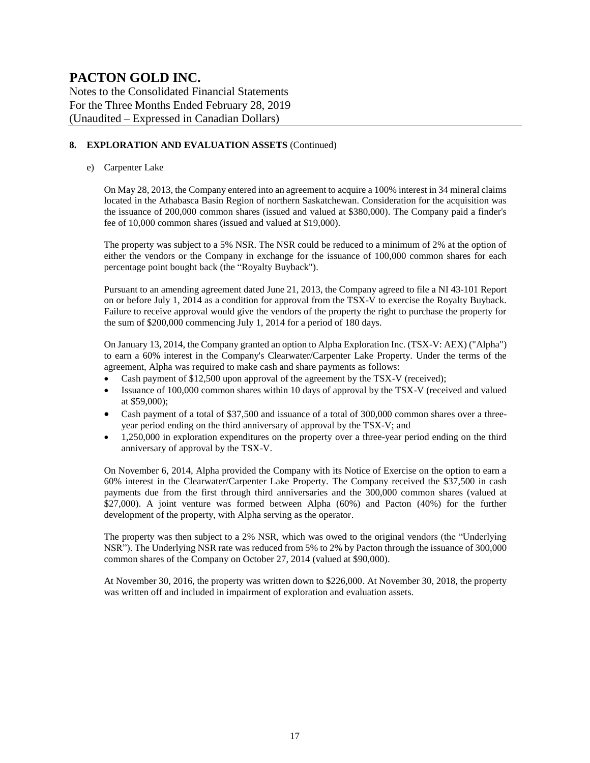# PACTON GOLD INC.

Notes to the Consolidated Financial Statements
For the Three Months Ended February 28, 2019
(Unaudited – Expressed in Canadian Dollars)

## 8. EXPLORATION AND EVALUATION ASSETS (Continued)

e) Carpenter Lake

On May 28, 2013, the Company entered into an agreement to acquire a 100% interest in 34 mineral claims located in the Athabasca Basin Region of northern Saskatchewan. Consideration for the acquisition was the issuance of 200,000 common shares (issued and valued at $380,000). The Company paid a finder's fee of 10,000 common shares (issued and valued at $19,000).

The property was subject to a 5% NSR. The NSR could be reduced to a minimum of 2% at the option of either the vendors or the Company in exchange for the issuance of 100,000 common shares for each percentage point bought back (the "Royalty Buyback").

Pursuant to an amending agreement dated June 21, 2013, the Company agreed to file a NI 43-101 Report on or before July 1, 2014 as a condition for approval from the TSX-V to exercise the Royalty Buyback. Failure to receive approval would give the vendors of the property the right to purchase the property for the sum of $200,000 commencing July 1, 2014 for a period of 180 days.

On January 13, 2014, the Company granted an option to Alpha Exploration Inc. (TSX-V: AEX) ("Alpha") to earn a 60% interest in the Company's Clearwater/Carpenter Lake Property. Under the terms of the agreement, Alpha was required to make cash and share payments as follows:

- Cash payment of $12,500 upon approval of the agreement by the TSX-V (received);
- Issuance of 100,000 common shares within 10 days of approval by the TSX-V (received and valued at $59,000);
- Cash payment of a total of $37,500 and issuance of a total of 300,000 common shares over a three-year period ending on the third anniversary of approval by the TSX-V; and
- 1,250,000 in exploration expenditures on the property over a three-year period ending on the third anniversary of approval by the TSX-V.

On November 6, 2014, Alpha provided the Company with its Notice of Exercise on the option to earn a 60% interest in the Clearwater/Carpenter Lake Property. The Company received the $37,500 in cash payments due from the first through third anniversaries and the 300,000 common shares (valued at $27,000). A joint venture was formed between Alpha (60%) and Pacton (40%) for the further development of the property, with Alpha serving as the operator.

The property was then subject to a 2% NSR, which was owed to the original vendors (the "Underlying NSR"). The Underlying NSR rate was reduced from 5% to 2% by Pacton through the issuance of 300,000 common shares of the Company on October 27, 2014 (valued at $90,000).

At November 30, 2016, the property was written down to $226,000. At November 30, 2018, the property was written off and included in impairment of exploration and evaluation assets.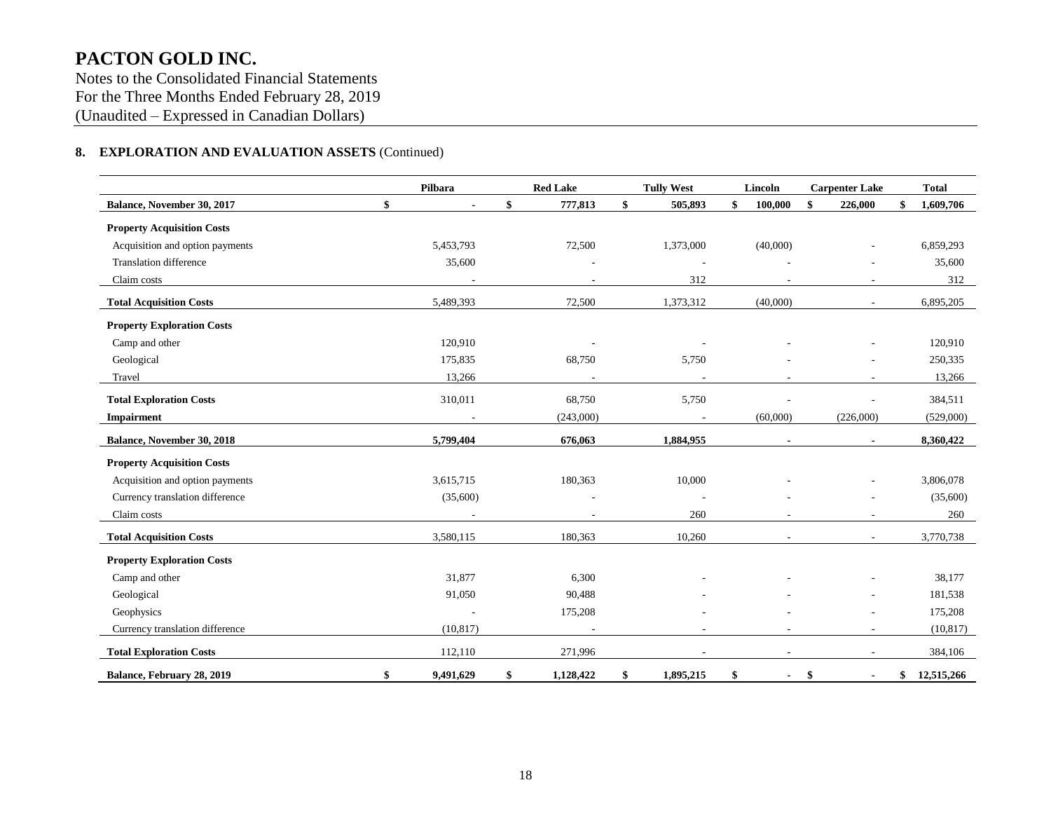# PACTON GOLD INC.

Notes to the Consolidated Financial Statements
For the Three Months Ended February 28, 2019
(Unaudited – Expressed in Canadian Dollars)

## 8. EXPLORATION AND EVALUATION ASSETS (Continued)

| | Pilbara | Red Lake | Tully West | Lincoln | Carpenter Lake | Total |
|---|---|---|---|---|---|---|
| **Balance, November 30, 2017** | **$ -** | **$ 777,813** | **$ 505,893** | **$ 100,000** | **$ 226,000** | **$ 1,609,706** |
| **Property Acquisition Costs** | | | | | | |
| Acquisition and option payments | 5,453,793 | 72,500 | 1,373,000 | (40,000) | - | 6,859,293 |
| Translation difference | 35,600 | - | - | - | - | 35,600 |
| Claim costs | - | - | 312 | - | - | 312 |
| **Total Acquisition Costs** | 5,489,393 | 72,500 | 1,373,312 | (40,000) | - | 6,895,205 |
| **Property Exploration Costs** | | | | | | |
| Camp and other | 120,910 | - | - | - | - | 120,910 |
| Geological | 175,835 | 68,750 | 5,750 | - | - | 250,335 |
| Travel | 13,266 | - | - | - | - | 13,266 |
| **Total Exploration Costs** | 310,011 | 68,750 | 5,750 | - | - | 384,511 |
| **Impairment** | - | (243,000) | - | (60,000) | (226,000) | (529,000) |
| **Balance, November 30, 2018** | **5,799,404** | **676,063** | **1,884,955** | **-** | **-** | **8,360,422** |
| **Property Acquisition Costs** | | | | | | |
| Acquisition and option payments | 3,615,715 | 180,363 | 10,000 | - | - | 3,806,078 |
| Currency translation difference | (35,600) | - | - | - | - | (35,600) |
| Claim costs | - | - | 260 | - | - | 260 |
| **Total Acquisition Costs** | 3,580,115 | 180,363 | 10,260 | - | - | 3,770,738 |
| **Property Exploration Costs** | | | | | | |
| Camp and other | 31,877 | 6,300 | - | - | - | 38,177 |
| Geological | 91,050 | 90,488 | - | - | - | 181,538 |
| Geophysics | - | 175,208 | - | - | - | 175,208 |
| Currency translation difference | (10,817) | - | - | - | - | (10,817) |
| **Total Exploration Costs** | 112,110 | 271,996 | - | - | - | 384,106 |
| **Balance, February 28, 2019** | **$ 9,491,629** | **$ 1,128,422** | **$ 1,895,215** | **$ -** | **$ -** | **$ 12,515,266** |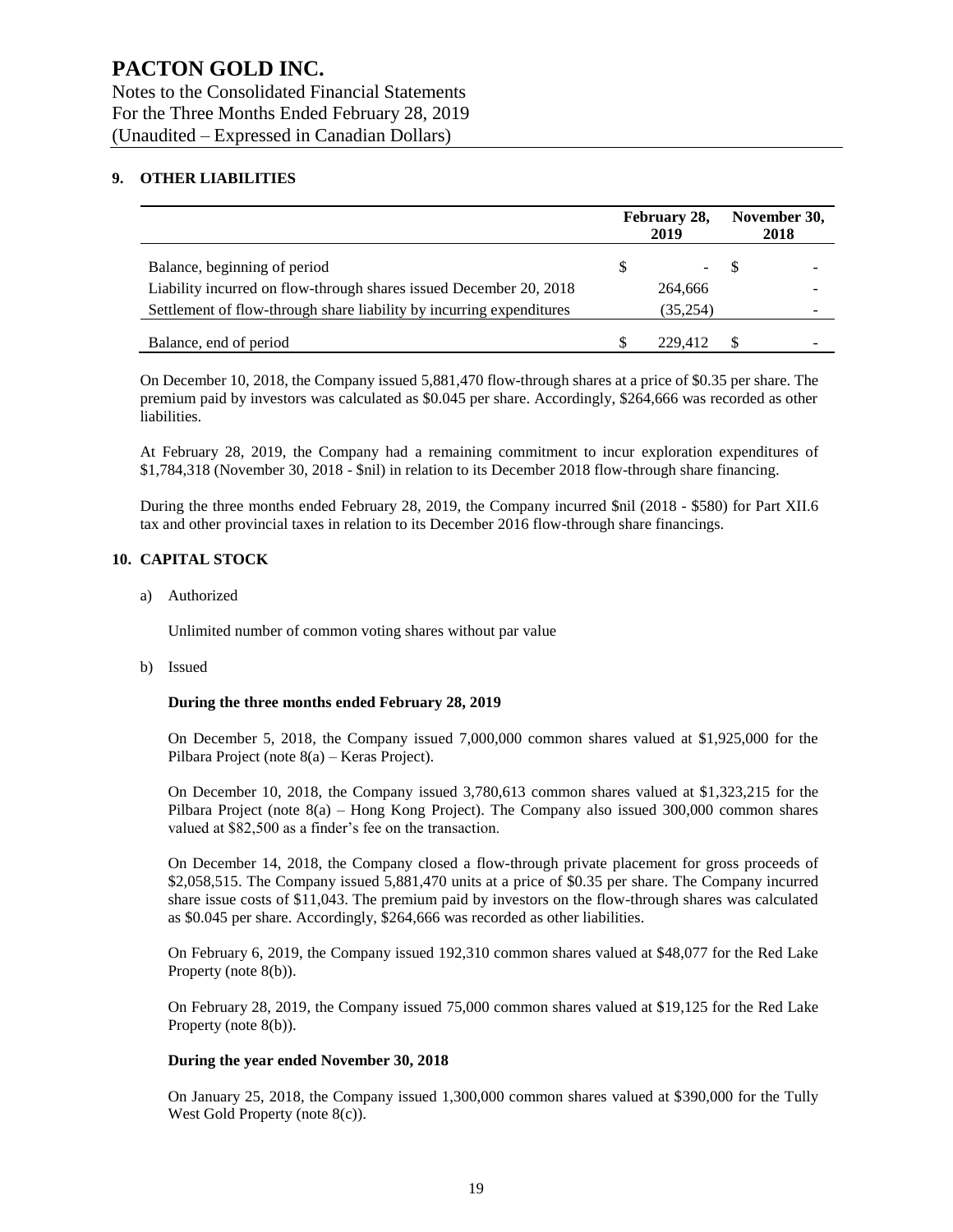## 9. OTHER LIABILITIES

| | February 28, 2019 | November 30, 2018 |
|---|---|---|
| Balance, beginning of period | $ - | $ - |
| Liability incurred on flow-through shares issued December 20, 2018 | 264,666 | - |
| Settlement of flow-through share liability by incurring expenditures | (35,254) | - |
| Balance, end of period | $ 229,412 | $ - |

On December 10, 2018, the Company issued 5,881,470 flow-through shares at a price of $0.35 per share. The premium paid by investors was calculated as $0.045 per share. Accordingly, $264,666 was recorded as other liabilities.

At February 28, 2019, the Company had a remaining commitment to incur exploration expenditures of $1,784,318 (November 30, 2018 - $nil) in relation to its December 2018 flow-through share financing.

During the three months ended February 28, 2019, the Company incurred $nil (2018 - $580) for Part XII.6 tax and other provincial taxes in relation to its December 2016 flow-through share financings.

## 10. CAPITAL STOCK

a) Authorized

Unlimited number of common voting shares without par value

b) Issued

**During the three months ended February 28, 2019**

On December 5, 2018, the Company issued 7,000,000 common shares valued at $1,925,000 for the Pilbara Project (note 8(a) – Keras Project).

On December 10, 2018, the Company issued 3,780,613 common shares valued at $1,323,215 for the Pilbara Project (note 8(a) – Hong Kong Project). The Company also issued 300,000 common shares valued at $82,500 as a finder's fee on the transaction.

On December 14, 2018, the Company closed a flow-through private placement for gross proceeds of $2,058,515. The Company issued 5,881,470 units at a price of $0.35 per share. The Company incurred share issue costs of $11,043. The premium paid by investors on the flow-through shares was calculated as $0.045 per share. Accordingly, $264,666 was recorded as other liabilities.

On February 6, 2019, the Company issued 192,310 common shares valued at $48,077 for the Red Lake Property (note 8(b)).

On February 28, 2019, the Company issued 75,000 common shares valued at $19,125 for the Red Lake Property (note 8(b)).

**During the year ended November 30, 2018**

On January 25, 2018, the Company issued 1,300,000 common shares valued at $390,000 for the Tully West Gold Property (note 8(c)).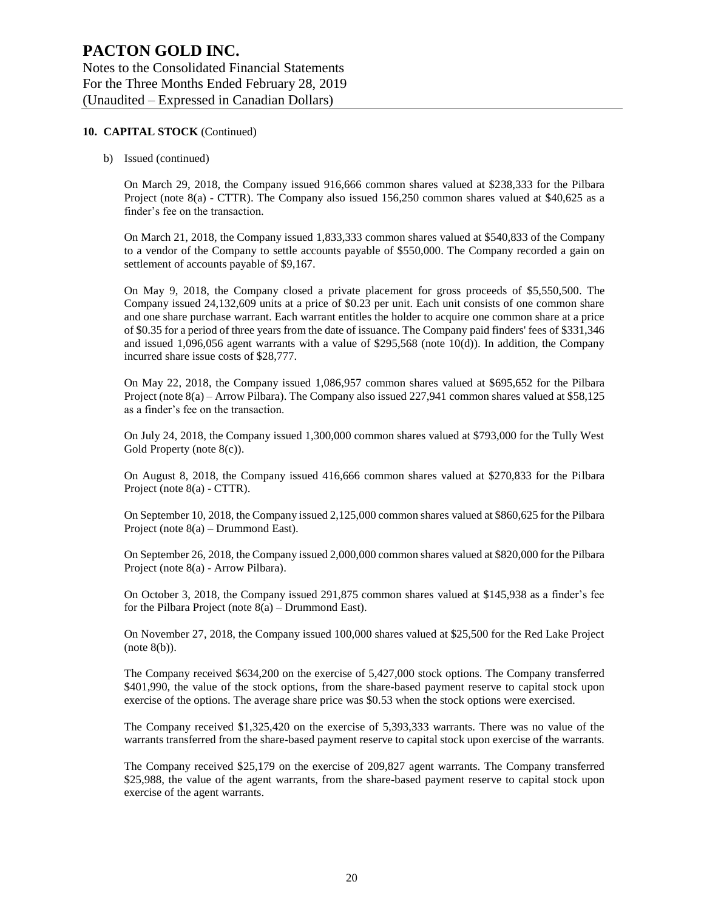## 10. CAPITAL STOCK (Continued)

b) Issued (continued)

On March 29, 2018, the Company issued 916,666 common shares valued at $238,333 for the Pilbara Project (note 8(a) - CTTR). The Company also issued 156,250 common shares valued at $40,625 as a finder's fee on the transaction.

On March 21, 2018, the Company issued 1,833,333 common shares valued at $540,833 of the Company to a vendor of the Company to settle accounts payable of $550,000. The Company recorded a gain on settlement of accounts payable of $9,167.

On May 9, 2018, the Company closed a private placement for gross proceeds of $5,550,500. The Company issued 24,132,609 units at a price of $0.23 per unit. Each unit consists of one common share and one share purchase warrant. Each warrant entitles the holder to acquire one common share at a price of $0.35 for a period of three years from the date of issuance. The Company paid finders' fees of $331,346 and issued 1,096,056 agent warrants with a value of $295,568 (note 10(d)). In addition, the Company incurred share issue costs of $28,777.

On May 22, 2018, the Company issued 1,086,957 common shares valued at $695,652 for the Pilbara Project (note 8(a) – Arrow Pilbara). The Company also issued 227,941 common shares valued at $58,125 as a finder's fee on the transaction.

On July 24, 2018, the Company issued 1,300,000 common shares valued at $793,000 for the Tully West Gold Property (note 8(c)).

On August 8, 2018, the Company issued 416,666 common shares valued at $270,833 for the Pilbara Project (note 8(a) - CTTR).

On September 10, 2018, the Company issued 2,125,000 common shares valued at $860,625 for the Pilbara Project (note 8(a) – Drummond East).

On September 26, 2018, the Company issued 2,000,000 common shares valued at $820,000 for the Pilbara Project (note 8(a) - Arrow Pilbara).

On October 3, 2018, the Company issued 291,875 common shares valued at $145,938 as a finder's fee for the Pilbara Project (note 8(a) – Drummond East).

On November 27, 2018, the Company issued 100,000 shares valued at $25,500 for the Red Lake Project (note 8(b)).

The Company received $634,200 on the exercise of 5,427,000 stock options. The Company transferred $401,990, the value of the stock options, from the share-based payment reserve to capital stock upon exercise of the options. The average share price was $0.53 when the stock options were exercised.

The Company received $1,325,420 on the exercise of 5,393,333 warrants. There was no value of the warrants transferred from the share-based payment reserve to capital stock upon exercise of the warrants.

The Company received $25,179 on the exercise of 209,827 agent warrants. The Company transferred $25,988, the value of the agent warrants, from the share-based payment reserve to capital stock upon exercise of the agent warrants.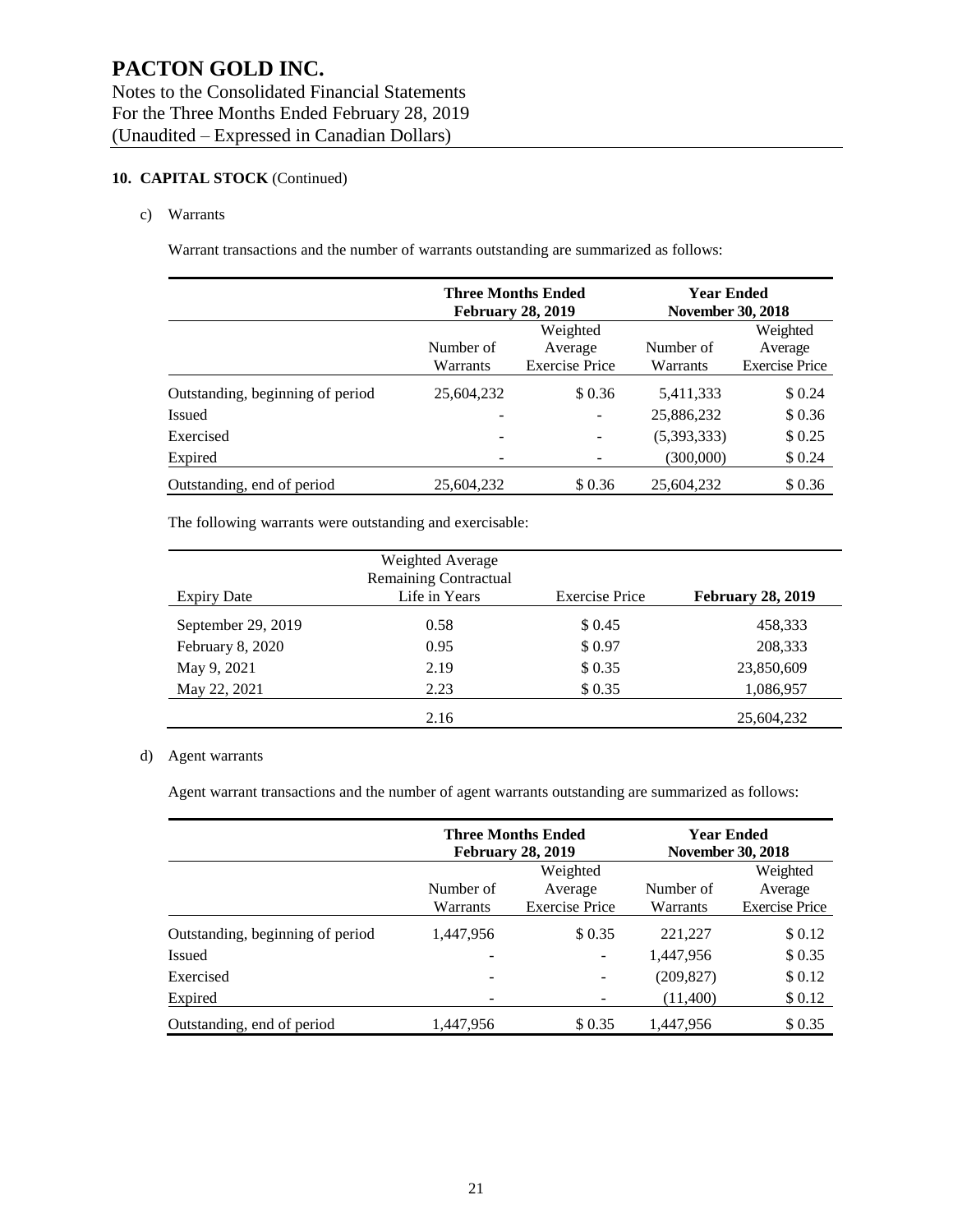# PACTON GOLD INC.

Notes to the Consolidated Financial Statements
For the Three Months Ended February 28, 2019
(Unaudited – Expressed in Canadian Dollars)

## 10. CAPITAL STOCK (Continued)

c) Warrants

Warrant transactions and the number of warrants outstanding are summarized as follows:

| | **Three Months Ended February 28, 2019** | | **Year Ended November 30, 2018** | |
|---|---|---|---|---|
| | Number of Warrants | Weighted Average Exercise Price | Number of Warrants | Weighted Average Exercise Price |
| Outstanding, beginning of period | 25,604,232 | $ 0.36 | 5,411,333 | $ 0.24 |
| Issued | - | - | 25,886,232 | $ 0.36 |
| Exercised | - | - | (5,393,333) | $ 0.25 |
| Expired | - | - | (300,000) | $ 0.24 |
| Outstanding, end of period | 25,604,232 | $ 0.36 | 25,604,232 | $ 0.36 |

The following warrants were outstanding and exercisable:

| Expiry Date | Weighted Average Remaining Contractual Life in Years | Exercise Price | **February 28, 2019** |
|---|---|---|---|
| September 29, 2019 | 0.58 | $ 0.45 | 458,333 |
| February 8, 2020 | 0.95 | $ 0.97 | 208,333 |
| May 9, 2021 | 2.19 | $ 0.35 | 23,850,609 |
| May 22, 2021 | 2.23 | $ 0.35 | 1,086,957 |
| | 2.16 | | 25,604,232 |

d) Agent warrants

Agent warrant transactions and the number of agent warrants outstanding are summarized as follows:

| | **Three Months Ended February 28, 2019** | | **Year Ended November 30, 2018** | |
|---|---|---|---|---|
| | Number of Warrants | Weighted Average Exercise Price | Number of Warrants | Weighted Average Exercise Price |
| Outstanding, beginning of period | 1,447,956 | $ 0.35 | 221,227 | $ 0.12 |
| Issued | - | - | 1,447,956 | $ 0.35 |
| Exercised | - | - | (209,827) | $ 0.12 |
| Expired | - | - | (11,400) | $ 0.12 |
| Outstanding, end of period | 1,447,956 | $ 0.35 | 1,447,956 | $ 0.35 |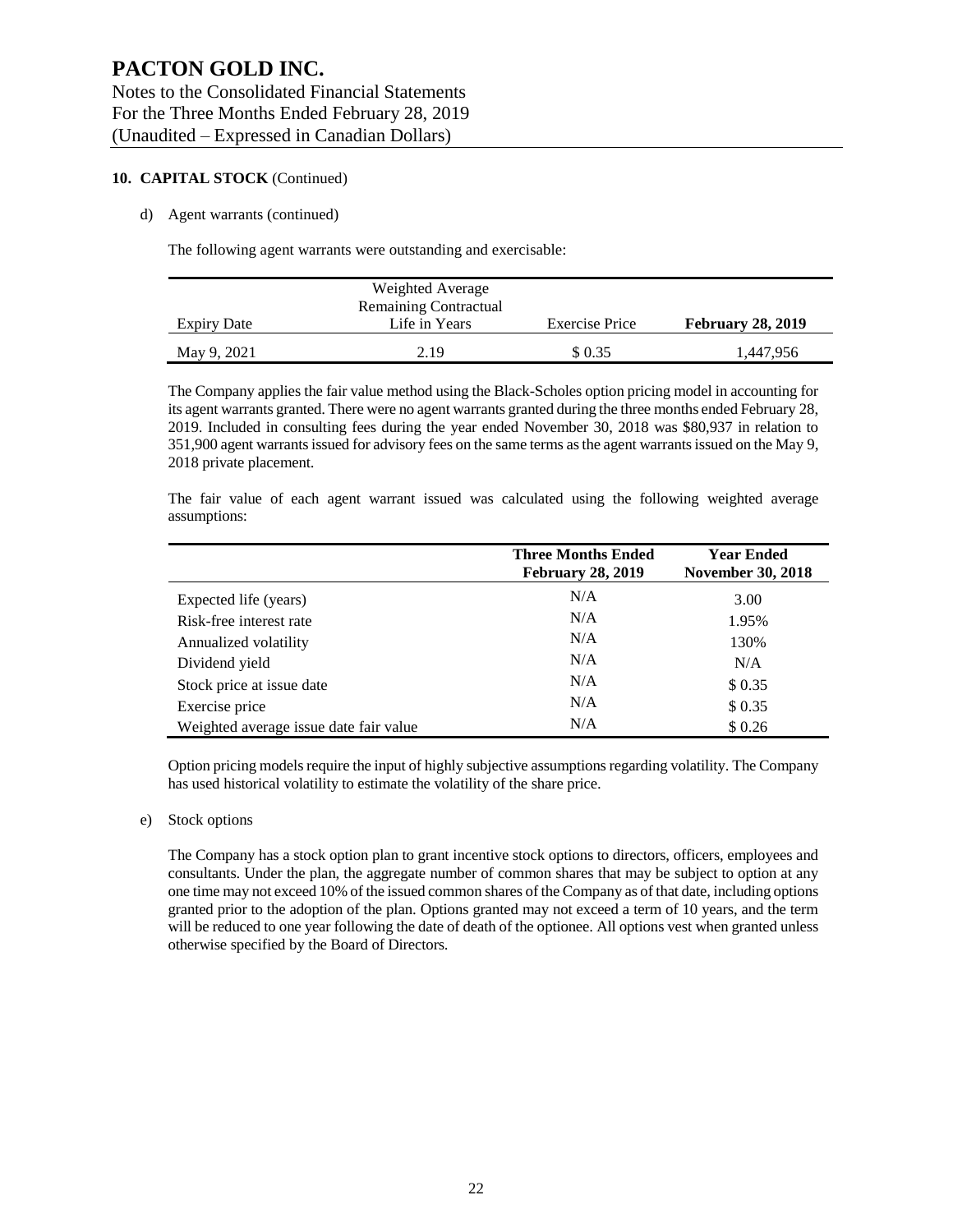# PACTON GOLD INC.

Notes to the Consolidated Financial Statements
For the Three Months Ended February 28, 2019
(Unaudited – Expressed in Canadian Dollars)

**10. CAPITAL STOCK** (Continued)

d) Agent warrants (continued)

The following agent warrants were outstanding and exercisable:

| Expiry Date | Weighted Average Remaining Contractual Life in Years | Exercise Price | **February 28, 2019** |
|---|---|---|---|
| May 9, 2021 | 2.19 | $ 0.35 | 1,447,956 |

The Company applies the fair value method using the Black-Scholes option pricing model in accounting for its agent warrants granted. There were no agent warrants granted during the three months ended February 28, 2019. Included in consulting fees during the year ended November 30, 2018 was $80,937 in relation to 351,900 agent warrants issued for advisory fees on the same terms as the agent warrants issued on the May 9, 2018 private placement.

The fair value of each agent warrant issued was calculated using the following weighted average assumptions:

| | **Three Months Ended February 28, 2019** | **Year Ended November 30, 2018** |
|---|---|---|
| Expected life (years) | N/A | 3.00 |
| Risk-free interest rate | N/A | 1.95% |
| Annualized volatility | N/A | 130% |
| Dividend yield | N/A | N/A |
| Stock price at issue date | N/A | $ 0.35 |
| Exercise price | N/A | $ 0.35 |
| Weighted average issue date fair value | N/A | $ 0.26 |

Option pricing models require the input of highly subjective assumptions regarding volatility. The Company has used historical volatility to estimate the volatility of the share price.

e) Stock options

The Company has a stock option plan to grant incentive stock options to directors, officers, employees and consultants. Under the plan, the aggregate number of common shares that may be subject to option at any one time may not exceed 10% of the issued common shares of the Company as of that date, including options granted prior to the adoption of the plan. Options granted may not exceed a term of 10 years, and the term will be reduced to one year following the date of death of the optionee. All options vest when granted unless otherwise specified by the Board of Directors.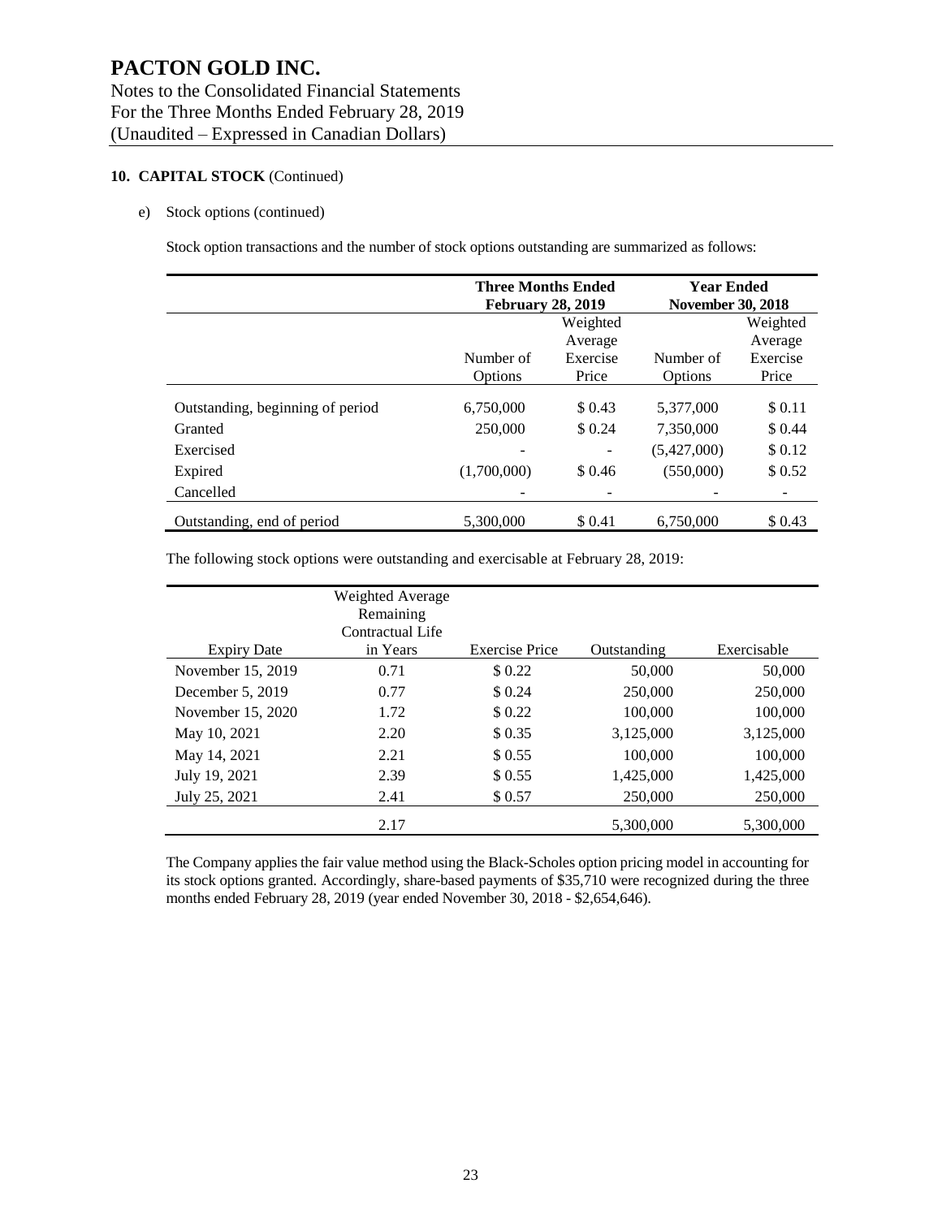# PACTON GOLD INC.

Notes to the Consolidated Financial Statements
For the Three Months Ended February 28, 2019
(Unaudited – Expressed in Canadian Dollars)

**10. CAPITAL STOCK** (Continued)

e) Stock options (continued)

Stock option transactions and the number of stock options outstanding are summarized as follows:

| | **Three Months Ended February 28, 2019** | | **Year Ended November 30, 2018** | |
|---|---|---|---|---|
| | Number of Options | Weighted Average Exercise Price | Number of Options | Weighted Average Exercise Price |
| Outstanding, beginning of period | 6,750,000 | $ 0.43 | 5,377,000 | $ 0.11 |
| Granted | 250,000 | $ 0.24 | 7,350,000 | $ 0.44 |
| Exercised | - | - | (5,427,000) | $ 0.12 |
| Expired | (1,700,000) | $ 0.46 | (550,000) | $ 0.52 |
| Cancelled | - | - | - | - |
| Outstanding, end of period | 5,300,000 | $ 0.41 | 6,750,000 | $ 0.43 |

The following stock options were outstanding and exercisable at February 28, 2019:

| Expiry Date | Weighted Average Remaining Contractual Life in Years | Exercise Price | Outstanding | Exercisable |
|---|---|---|---|---|
| November 15, 2019 | 0.71 | $ 0.22 | 50,000 | 50,000 |
| December 5, 2019 | 0.77 | $ 0.24 | 250,000 | 250,000 |
| November 15, 2020 | 1.72 | $ 0.22 | 100,000 | 100,000 |
| May 10, 2021 | 2.20 | $ 0.35 | 3,125,000 | 3,125,000 |
| May 14, 2021 | 2.21 | $ 0.55 | 100,000 | 100,000 |
| July 19, 2021 | 2.39 | $ 0.55 | 1,425,000 | 1,425,000 |
| July 25, 2021 | 2.41 | $ 0.57 | 250,000 | 250,000 |
| | 2.17 | | 5,300,000 | 5,300,000 |

The Company applies the fair value method using the Black-Scholes option pricing model in accounting for its stock options granted. Accordingly, share-based payments of $35,710 were recognized during the three months ended February 28, 2019 (year ended November 30, 2018 - $2,654,646).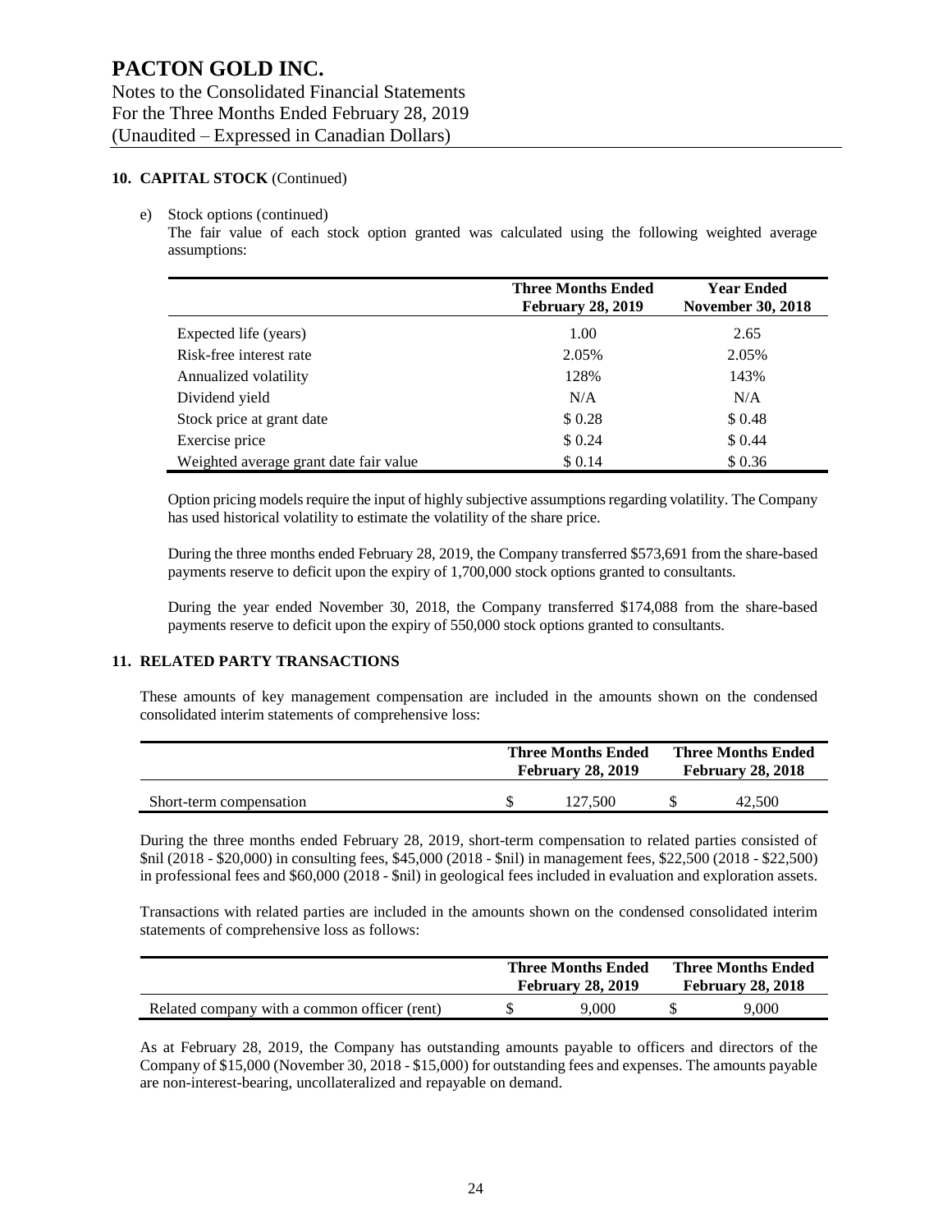**10. CAPITAL STOCK** (Continued)

e) Stock options (continued)

The fair value of each stock option granted was calculated using the following weighted average assumptions:

| | Three Months Ended February 28, 2019 | Year Ended November 30, 2018 |
|---|---|---|
| Expected life (years) | 1.00 | 2.65 |
| Risk-free interest rate | 2.05% | 2.05% |
| Annualized volatility | 128% | 143% |
| Dividend yield | N/A | N/A |
| Stock price at grant date | $ 0.28 | $ 0.48 |
| Exercise price | $ 0.24 | $ 0.44 |
| Weighted average grant date fair value | $ 0.14 | $ 0.36 |

Option pricing models require the input of highly subjective assumptions regarding volatility. The Company has used historical volatility to estimate the volatility of the share price.

During the three months ended February 28, 2019, the Company transferred $573,691 from the share-based payments reserve to deficit upon the expiry of 1,700,000 stock options granted to consultants.

During the year ended November 30, 2018, the Company transferred $174,088 from the share-based payments reserve to deficit upon the expiry of 550,000 stock options granted to consultants.

**11. RELATED PARTY TRANSACTIONS**

These amounts of key management compensation are included in the amounts shown on the condensed consolidated interim statements of comprehensive loss:

| | Three Months Ended February 28, 2019 | Three Months Ended February 28, 2018 |
|---|---|---|
| Short-term compensation | $ 127,500 | $ 42,500 |

During the three months ended February 28, 2019, short-term compensation to related parties consisted of $nil (2018 - $20,000) in consulting fees, $45,000 (2018 - $nil) in management fees, $22,500 (2018 - $22,500) in professional fees and $60,000 (2018 - $nil) in geological fees included in evaluation and exploration assets.

Transactions with related parties are included in the amounts shown on the condensed consolidated interim statements of comprehensive loss as follows:

| | Three Months Ended February 28, 2019 | Three Months Ended February 28, 2018 |
|---|---|---|
| Related company with a common officer (rent) | $ 9,000 | $ 9,000 |

As at February 28, 2019, the Company has outstanding amounts payable to officers and directors of the Company of $15,000 (November 30, 2018 - $15,000) for outstanding fees and expenses. The amounts payable are non-interest-bearing, uncollateralized and repayable on demand.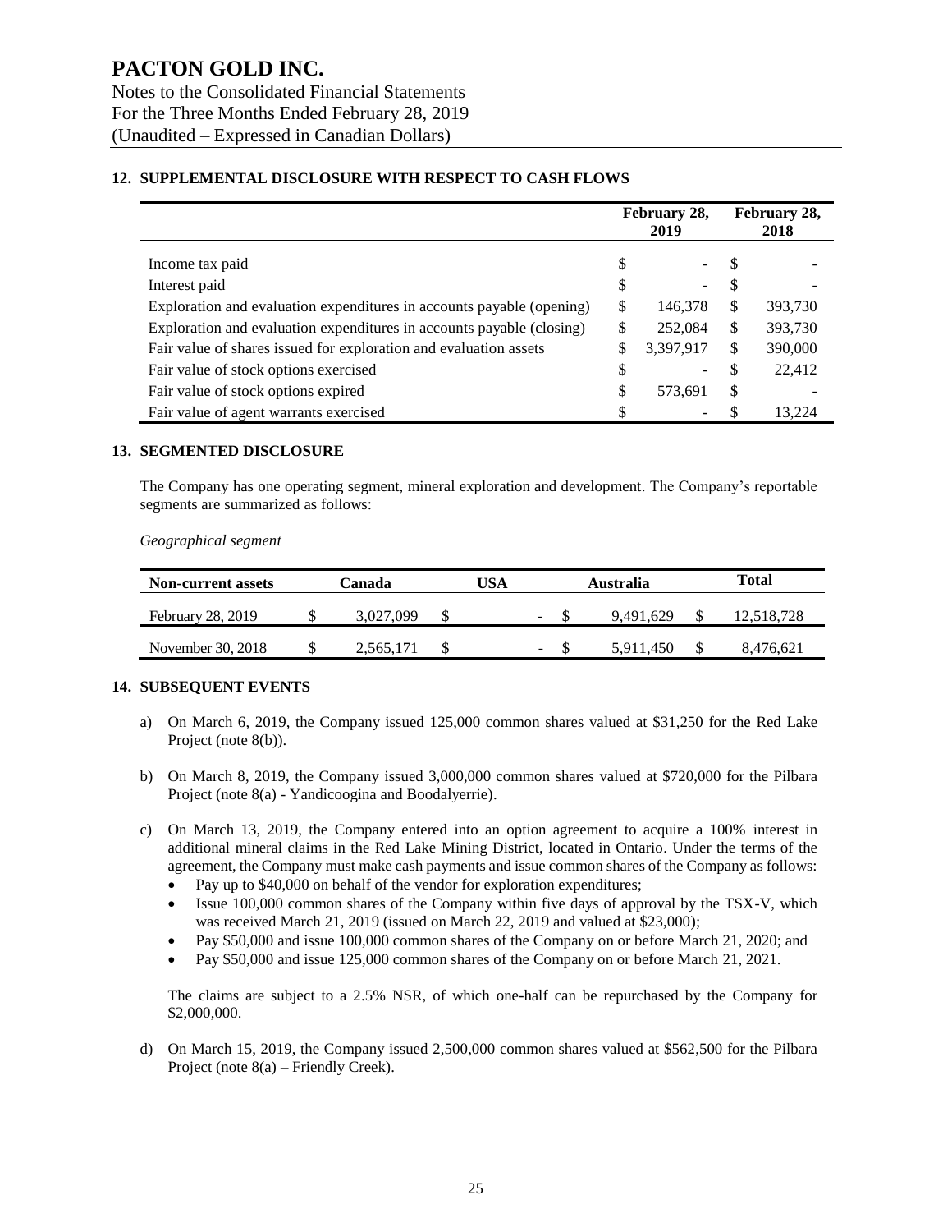# PACTON GOLD INC.

Notes to the Consolidated Financial Statements
For the Three Months Ended February 28, 2019
(Unaudited – Expressed in Canadian Dollars)

## 12. SUPPLEMENTAL DISCLOSURE WITH RESPECT TO CASH FLOWS

| | February 28, 2019 | February 28, 2018 |
|---|---|---|
| Income tax paid | $ - | $ - |
| Interest paid | $ - | $ - |
| Exploration and evaluation expenditures in accounts payable (opening) | $ 146,378 | $ 393,730 |
| Exploration and evaluation expenditures in accounts payable (closing) | $ 252,084 | $ 393,730 |
| Fair value of shares issued for exploration and evaluation assets | $ 3,397,917 | $ 390,000 |
| Fair value of stock options exercised | $ - | $ 22,412 |
| Fair value of stock options expired | $ 573,691 | $ - |
| Fair value of agent warrants exercised | $ - | $ 13,224 |

## 13. SEGMENTED DISCLOSURE

The Company has one operating segment, mineral exploration and development. The Company's reportable segments are summarized as follows:

*Geographical segment*

| Non-current assets | Canada | USA | Australia | Total |
|---|---|---|---|---|
| February 28, 2019 | $ 3,027,099 | $ - | $ 9,491,629 | $ 12,518,728 |
| November 30, 2018 | $ 2,565,171 | $ - | $ 5,911,450 | $ 8,476,621 |

## 14. SUBSEQUENT EVENTS

a) On March 6, 2019, the Company issued 125,000 common shares valued at $31,250 for the Red Lake Project (note 8(b)).

b) On March 8, 2019, the Company issued 3,000,000 common shares valued at $720,000 for the Pilbara Project (note 8(a) - Yandicoogina and Boodalyerrie).

c) On March 13, 2019, the Company entered into an option agreement to acquire a 100% interest in additional mineral claims in the Red Lake Mining District, located in Ontario. Under the terms of the agreement, the Company must make cash payments and issue common shares of the Company as follows:
   - Pay up to $40,000 on behalf of the vendor for exploration expenditures;
   - Issue 100,000 common shares of the Company within five days of approval by the TSX-V, which was received March 21, 2019 (issued on March 22, 2019 and valued at $23,000);
   - Pay $50,000 and issue 100,000 common shares of the Company on or before March 21, 2020; and
   - Pay $50,000 and issue 125,000 common shares of the Company on or before March 21, 2021.

   The claims are subject to a 2.5% NSR, of which one-half can be repurchased by the Company for $2,000,000.

d) On March 15, 2019, the Company issued 2,500,000 common shares valued at $562,500 for the Pilbara Project (note 8(a) – Friendly Creek).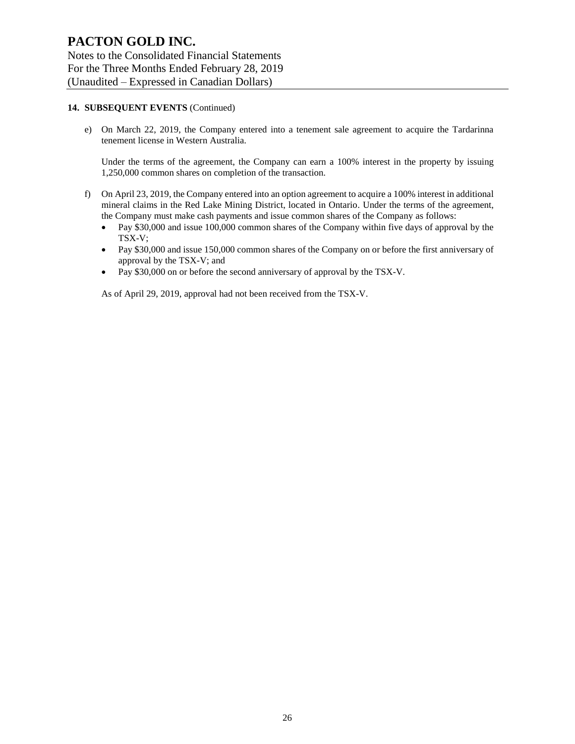## 14. SUBSEQUENT EVENTS (Continued)

e) On March 22, 2019, the Company entered into a tenement sale agreement to acquire the Tardarinna tenement license in Western Australia.

   Under the terms of the agreement, the Company can earn a 100% interest in the property by issuing 1,250,000 common shares on completion of the transaction.

f) On April 23, 2019, the Company entered into an option agreement to acquire a 100% interest in additional mineral claims in the Red Lake Mining District, located in Ontario. Under the terms of the agreement, the Company must make cash payments and issue common shares of the Company as follows:

   - Pay $30,000 and issue 100,000 common shares of the Company within five days of approval by the TSX-V;
   - Pay $30,000 and issue 150,000 common shares of the Company on or before the first anniversary of approval by the TSX-V; and
   - Pay $30,000 on or before the second anniversary of approval by the TSX-V.

   As of April 29, 2019, approval had not been received from the TSX-V.